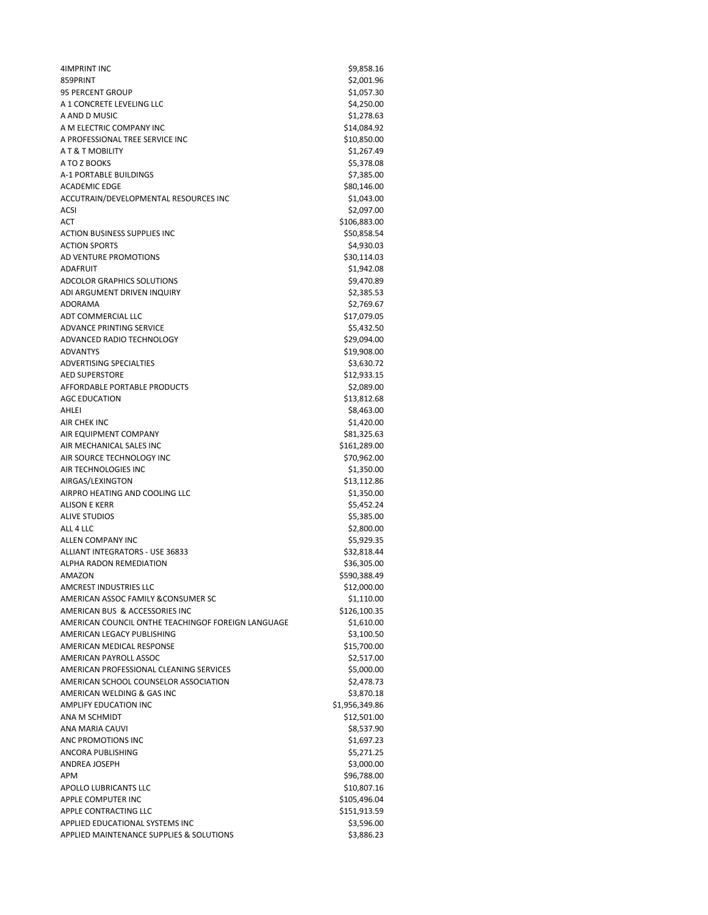| | |
|---|---|
| 4IMPRINT INC | $9,858.16 |
| 859PRINT | $2,001.96 |
| 95 PERCENT GROUP | $1,057.30 |
| A 1 CONCRETE LEVELING LLC | $4,250.00 |
| A AND D MUSIC | $1,278.63 |
| A M ELECTRIC COMPANY INC | $14,084.92 |
| A PROFESSIONAL TREE SERVICE INC | $10,850.00 |
| A T & T MOBILITY | $1,267.49 |
| A TO Z BOOKS | $5,378.08 |
| A-1 PORTABLE BUILDINGS | $7,385.00 |
| ACADEMIC EDGE | $80,146.00 |
| ACCUTRAIN/DEVELOPMENTAL RESOURCES INC | $1,043.00 |
| ACSI | $2,097.00 |
| ACT | $106,883.00 |
| ACTION BUSINESS SUPPLIES INC | $50,858.54 |
| ACTION SPORTS | $4,930.03 |
| AD VENTURE PROMOTIONS | $30,114.03 |
| ADAFRUIT | $1,942.08 |
| ADCOLOR GRAPHICS SOLUTIONS | $9,470.89 |
| ADI ARGUMENT DRIVEN INQUIRY | $2,385.53 |
| ADORAMA | $2,769.67 |
| ADT COMMERCIAL LLC | $17,079.05 |
| ADVANCE PRINTING SERVICE | $5,432.50 |
| ADVANCED RADIO TECHNOLOGY | $29,094.00 |
| ADVANTYS | $19,908.00 |
| ADVERTISING SPECIALTIES | $3,630.72 |
| AED SUPERSTORE | $12,933.15 |
| AFFORDABLE PORTABLE PRODUCTS | $2,089.00 |
| AGC EDUCATION | $13,812.68 |
| AHLEI | $8,463.00 |
| AIR CHEK INC | $1,420.00 |
| AIR EQUIPMENT COMPANY | $81,325.63 |
| AIR MECHANICAL SALES INC | $161,289.00 |
| AIR SOURCE TECHNOLOGY INC | $70,962.00 |
| AIR TECHNOLOGIES INC | $1,350.00 |
| AIRGAS/LEXINGTON | $13,112.86 |
| AIRPRO HEATING AND COOLING LLC | $1,350.00 |
| ALISON E KERR | $5,452.24 |
| ALIVE STUDIOS | $5,385.00 |
| ALL 4 LLC | $2,800.00 |
| ALLEN COMPANY INC | $5,929.35 |
| ALLIANT INTEGRATORS - USE 36833 | $32,818.44 |
| ALPHA RADON REMEDIATION | $36,305.00 |
| AMAZON | $590,388.49 |
| AMCREST INDUSTRIES LLC | $12,000.00 |
| AMERICAN ASSOC FAMILY &CONSUMER SC | $1,110.00 |
| AMERICAN BUS & ACCESSORIES INC | $126,100.35 |
| AMERICAN COUNCIL ONTHE TEACHINGOF FOREIGN LANGUAGE | $1,610.00 |
| AMERICAN LEGACY PUBLISHING | $3,100.50 |
| AMERICAN MEDICAL RESPONSE | $15,700.00 |
| AMERICAN PAYROLL ASSOC | $2,517.00 |
| AMERICAN PROFESSIONAL CLEANING SERVICES | $5,000.00 |
| AMERICAN SCHOOL COUNSELOR ASSOCIATION | $2,478.73 |
| AMERICAN WELDING & GAS INC | $3,870.18 |
| AMPLIFY EDUCATION INC | $1,956,349.86 |
| ANA M SCHMIDT | $12,501.00 |
| ANA MARIA CAUVI | $8,537.90 |
| ANC PROMOTIONS INC | $1,697.23 |
| ANCORA PUBLISHING | $5,271.25 |
| ANDREA JOSEPH | $3,000.00 |
| APM | $96,788.00 |
| APOLLO LUBRICANTS LLC | $10,807.16 |
| APPLE COMPUTER INC | $105,496.04 |
| APPLE CONTRACTING LLC | $151,913.59 |
| APPLIED EDUCATIONAL SYSTEMS INC | $3,596.00 |
| APPLIED MAINTENANCE SUPPLIES & SOLUTIONS | $3,886.23 |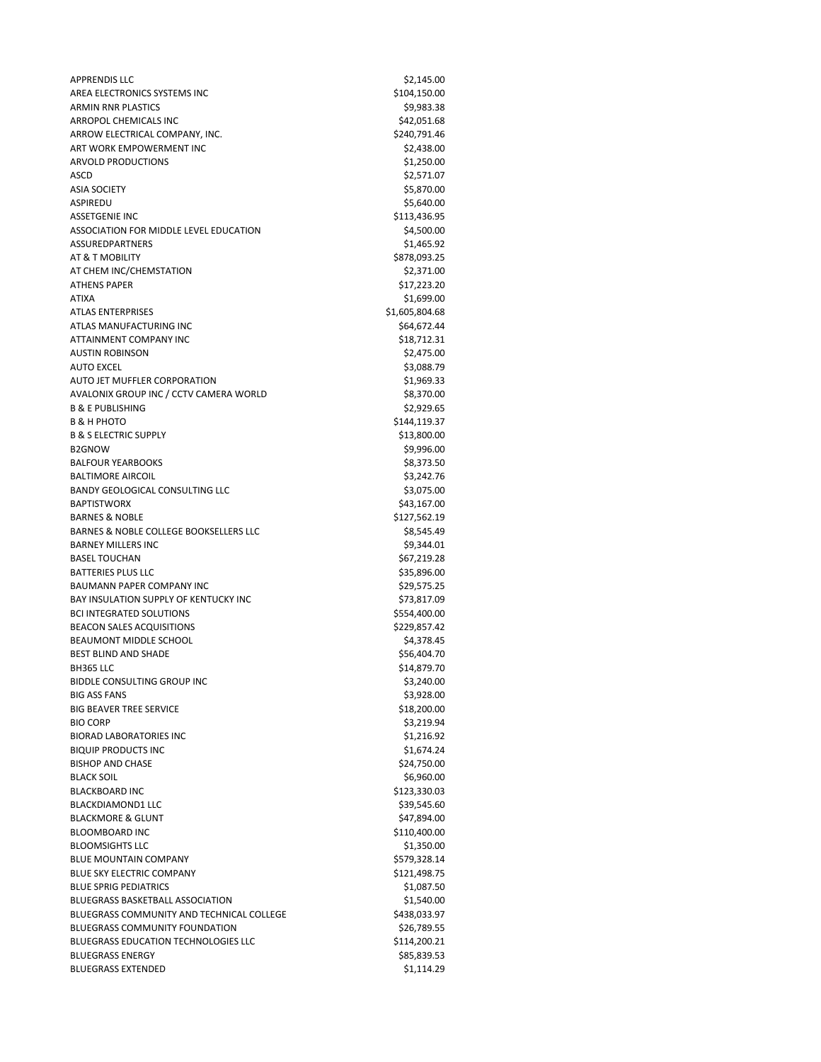| | |
|---|---|
| APPRENDIS LLC | $2,145.00 |
| AREA ELECTRONICS SYSTEMS INC | $104,150.00 |
| ARMIN RNR PLASTICS | $9,983.38 |
| ARROPOL CHEMICALS INC | $42,051.68 |
| ARROW ELECTRICAL COMPANY, INC. | $240,791.46 |
| ART WORK EMPOWERMENT INC | $2,438.00 |
| ARVOLD PRODUCTIONS | $1,250.00 |
| ASCD | $2,571.07 |
| ASIA SOCIETY | $5,870.00 |
| ASPIREDU | $5,640.00 |
| ASSETGENIE INC | $113,436.95 |
| ASSOCIATION FOR MIDDLE LEVEL EDUCATION | $4,500.00 |
| ASSUREDPARTNERS | $1,465.92 |
| AT & T MOBILITY | $878,093.25 |
| AT CHEM INC/CHEMSTATION | $2,371.00 |
| ATHENS PAPER | $17,223.20 |
| ATIXA | $1,699.00 |
| ATLAS ENTERPRISES | $1,605,804.68 |
| ATLAS MANUFACTURING INC | $64,672.44 |
| ATTAINMENT COMPANY INC | $18,712.31 |
| AUSTIN ROBINSON | $2,475.00 |
| AUTO EXCEL | $3,088.79 |
| AUTO JET MUFFLER CORPORATION | $1,969.33 |
| AVALONIX GROUP INC / CCTV CAMERA WORLD | $8,370.00 |
| B & E PUBLISHING | $2,929.65 |
| B & H PHOTO | $144,119.37 |
| B & S ELECTRIC SUPPLY | $13,800.00 |
| B2GNOW | $9,996.00 |
| BALFOUR YEARBOOKS | $8,373.50 |
| BALTIMORE AIRCOIL | $3,242.76 |
| BANDY GEOLOGICAL CONSULTING LLC | $3,075.00 |
| BAPTISTWORX | $43,167.00 |
| BARNES & NOBLE | $127,562.19 |
| BARNES & NOBLE COLLEGE BOOKSELLERS LLC | $8,545.49 |
| BARNEY MILLERS INC | $9,344.01 |
| BASEL TOUCHAN | $67,219.28 |
| BATTERIES PLUS LLC | $35,896.00 |
| BAUMANN PAPER COMPANY INC | $29,575.25 |
| BAY INSULATION SUPPLY OF KENTUCKY INC | $73,817.09 |
| BCI INTEGRATED SOLUTIONS | $554,400.00 |
| BEACON SALES ACQUISITIONS | $229,857.42 |
| BEAUMONT MIDDLE SCHOOL | $4,378.45 |
| BEST BLIND AND SHADE | $56,404.70 |
| BH365 LLC | $14,879.70 |
| BIDDLE CONSULTING GROUP INC | $3,240.00 |
| BIG ASS FANS | $3,928.00 |
| BIG BEAVER TREE SERVICE | $18,200.00 |
| BIO CORP | $3,219.94 |
| BIORAD LABORATORIES INC | $1,216.92 |
| BIQUIP PRODUCTS INC | $1,674.24 |
| BISHOP AND CHASE | $24,750.00 |
| BLACK SOIL | $6,960.00 |
| BLACKBOARD INC | $123,330.03 |
| BLACKDIAMOND1 LLC | $39,545.60 |
| BLACKMORE & GLUNT | $47,894.00 |
| BLOOMBOARD INC | $110,400.00 |
| BLOOMSIGHTS LLC | $1,350.00 |
| BLUE MOUNTAIN COMPANY | $579,328.14 |
| BLUE SKY ELECTRIC COMPANY | $121,498.75 |
| BLUE SPRIG PEDIATRICS | $1,087.50 |
| BLUEGRASS BASKETBALL ASSOCIATION | $1,540.00 |
| BLUEGRASS COMMUNITY AND TECHNICAL COLLEGE | $438,033.97 |
| BLUEGRASS COMMUNITY FOUNDATION | $26,789.55 |
| BLUEGRASS EDUCATION TECHNOLOGIES LLC | $114,200.21 |
| BLUEGRASS ENERGY | $85,839.53 |
| BLUEGRASS EXTENDED | $1,114.29 |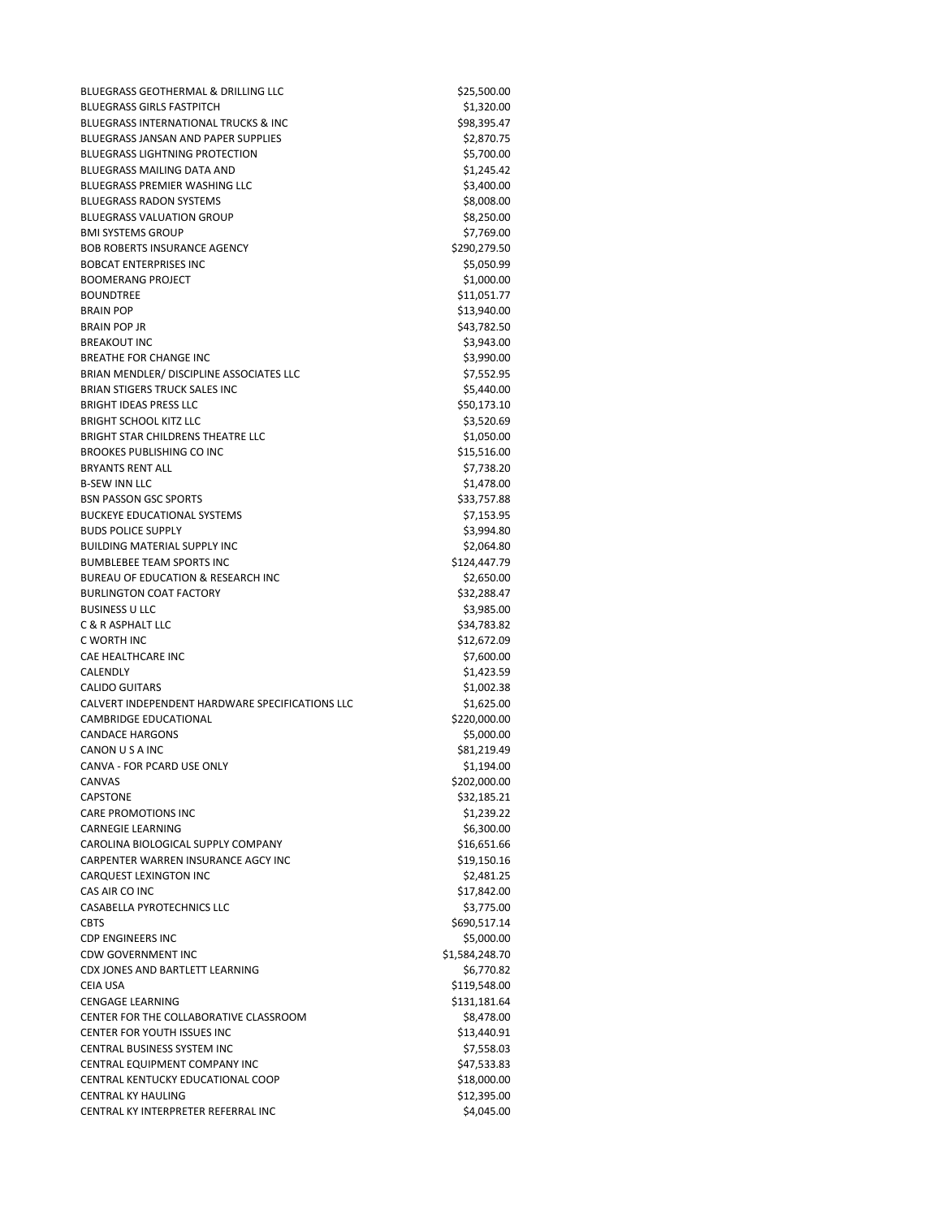| | |
|---|---|
| BLUEGRASS GEOTHERMAL & DRILLING LLC | $25,500.00 |
| BLUEGRASS GIRLS FASTPITCH | $1,320.00 |
| BLUEGRASS INTERNATIONAL TRUCKS & INC | $98,395.47 |
| BLUEGRASS JANSAN AND PAPER SUPPLIES | $2,870.75 |
| BLUEGRASS LIGHTNING PROTECTION | $5,700.00 |
| BLUEGRASS MAILING DATA AND | $1,245.42 |
| BLUEGRASS PREMIER WASHING LLC | $3,400.00 |
| BLUEGRASS RADON SYSTEMS | $8,008.00 |
| BLUEGRASS VALUATION GROUP | $8,250.00 |
| BMI SYSTEMS GROUP | $7,769.00 |
| BOB ROBERTS INSURANCE AGENCY | $290,279.50 |
| BOBCAT ENTERPRISES INC | $5,050.99 |
| BOOMERANG PROJECT | $1,000.00 |
| BOUNDTREE | $11,051.77 |
| BRAIN POP | $13,940.00 |
| BRAIN POP JR | $43,782.50 |
| BREAKOUT INC | $3,943.00 |
| BREATHE FOR CHANGE INC | $3,990.00 |
| BRIAN MENDLER/ DISCIPLINE ASSOCIATES LLC | $7,552.95 |
| BRIAN STIGERS TRUCK SALES INC | $5,440.00 |
| BRIGHT IDEAS PRESS LLC | $50,173.10 |
| BRIGHT SCHOOL KITZ LLC | $3,520.69 |
| BRIGHT STAR CHILDRENS THEATRE LLC | $1,050.00 |
| BROOKES PUBLISHING CO INC | $15,516.00 |
| BRYANTS RENT ALL | $7,738.20 |
| B-SEW INN LLC | $1,478.00 |
| BSN PASSON GSC SPORTS | $33,757.88 |
| BUCKEYE EDUCATIONAL SYSTEMS | $7,153.95 |
| BUDS POLICE SUPPLY | $3,994.80 |
| BUILDING MATERIAL SUPPLY INC | $2,064.80 |
| BUMBLEBEE TEAM SPORTS INC | $124,447.79 |
| BUREAU OF EDUCATION & RESEARCH INC | $2,650.00 |
| BURLINGTON COAT FACTORY | $32,288.47 |
| BUSINESS U LLC | $3,985.00 |
| C & R ASPHALT LLC | $34,783.82 |
| C WORTH INC | $12,672.09 |
| CAE HEALTHCARE INC | $7,600.00 |
| CALENDLY | $1,423.59 |
| CALIDO GUITARS | $1,002.38 |
| CALVERT INDEPENDENT HARDWARE SPECIFICATIONS LLC | $1,625.00 |
| CAMBRIDGE EDUCATIONAL | $220,000.00 |
| CANDACE HARGONS | $5,000.00 |
| CANON U S A INC | $81,219.49 |
| CANVA - FOR PCARD USE ONLY | $1,194.00 |
| CANVAS | $202,000.00 |
| CAPSTONE | $32,185.21 |
| CARE PROMOTIONS INC | $1,239.22 |
| CARNEGIE LEARNING | $6,300.00 |
| CAROLINA BIOLOGICAL SUPPLY COMPANY | $16,651.66 |
| CARPENTER WARREN INSURANCE AGCY INC | $19,150.16 |
| CARQUEST LEXINGTON INC | $2,481.25 |
| CAS AIR CO INC | $17,842.00 |
| CASABELLA PYROTECHNICS LLC | $3,775.00 |
| CBTS | $690,517.14 |
| CDP ENGINEERS INC | $5,000.00 |
| CDW GOVERNMENT INC | $1,584,248.70 |
| CDX JONES AND BARTLETT LEARNING | $6,770.82 |
| CEIA USA | $119,548.00 |
| CENGAGE LEARNING | $131,181.64 |
| CENTER FOR THE COLLABORATIVE CLASSROOM | $8,478.00 |
| CENTER FOR YOUTH ISSUES INC | $13,440.91 |
| CENTRAL BUSINESS SYSTEM INC | $7,558.03 |
| CENTRAL EQUIPMENT COMPANY INC | $47,533.83 |
| CENTRAL KENTUCKY EDUCATIONAL COOP | $18,000.00 |
| CENTRAL KY HAULING | $12,395.00 |
| CENTRAL KY INTERPRETER REFERRAL INC | $4,045.00 |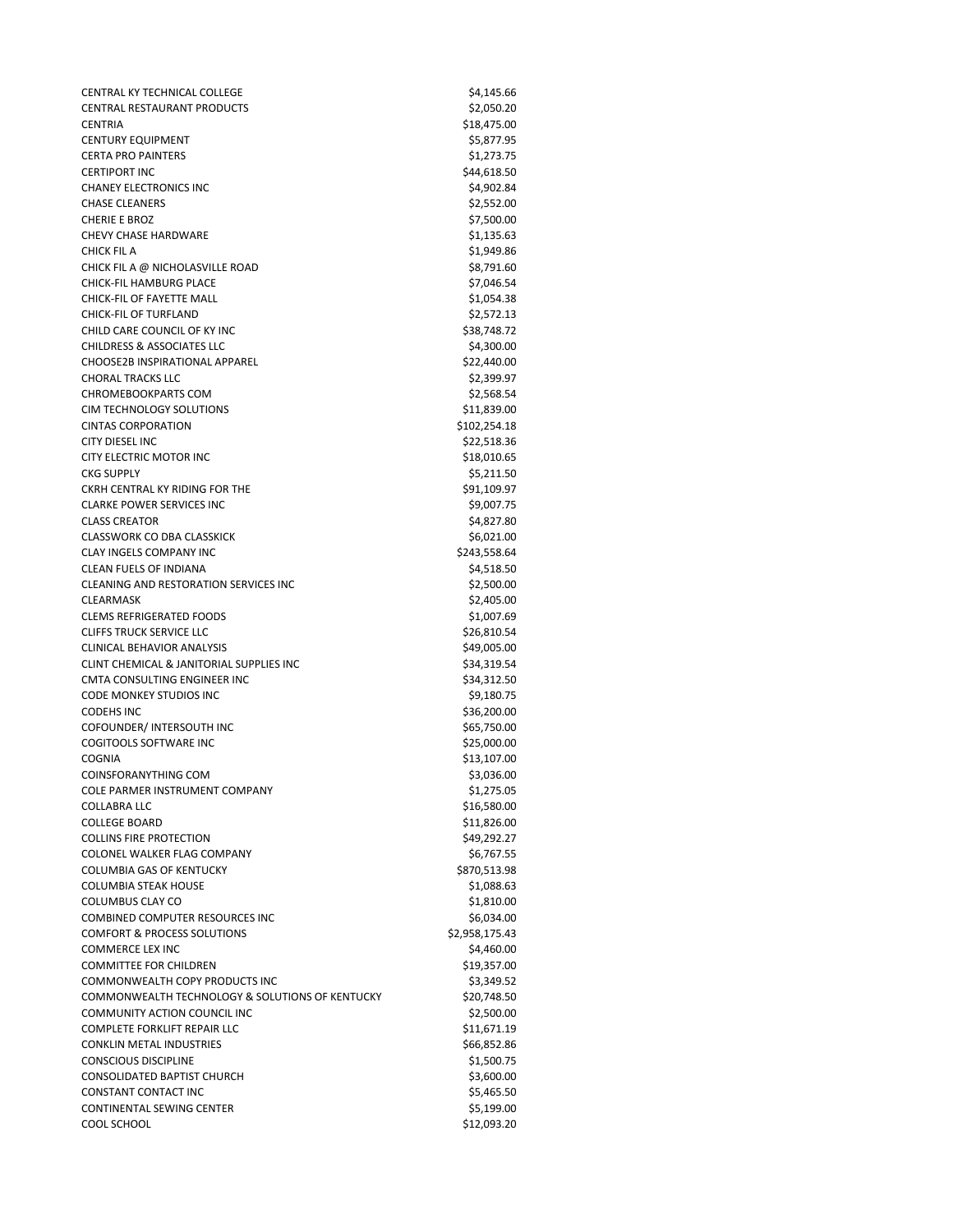| | |
|---|---|
| CENTRAL KY TECHNICAL COLLEGE | $4,145.66 |
| CENTRAL RESTAURANT PRODUCTS | $2,050.20 |
| CENTRIA | $18,475.00 |
| CENTURY EQUIPMENT | $5,877.95 |
| CERTA PRO PAINTERS | $1,273.75 |
| CERTIPORT INC | $44,618.50 |
| CHANEY ELECTRONICS INC | $4,902.84 |
| CHASE CLEANERS | $2,552.00 |
| CHERIE E BROZ | $7,500.00 |
| CHEVY CHASE HARDWARE | $1,135.63 |
| CHICK FIL A | $1,949.86 |
| CHICK FIL A @ NICHOLASVILLE ROAD | $8,791.60 |
| CHICK-FIL HAMBURG PLACE | $7,046.54 |
| CHICK-FIL OF FAYETTE MALL | $1,054.38 |
| CHICK-FIL OF TURFLAND | $2,572.13 |
| CHILD CARE COUNCIL OF KY INC | $38,748.72 |
| CHILDRESS & ASSOCIATES LLC | $4,300.00 |
| CHOOSE2B INSPIRATIONAL APPAREL | $22,440.00 |
| CHORAL TRACKS LLC | $2,399.97 |
| CHROMEBOOKPARTS COM | $2,568.54 |
| CIM TECHNOLOGY SOLUTIONS | $11,839.00 |
| CINTAS CORPORATION | $102,254.18 |
| CITY DIESEL INC | $22,518.36 |
| CITY ELECTRIC MOTOR INC | $18,010.65 |
| CKG SUPPLY | $5,211.50 |
| CKRH CENTRAL KY RIDING FOR THE | $91,109.97 |
| CLARKE POWER SERVICES INC | $9,007.75 |
| CLASS CREATOR | $4,827.80 |
| CLASSWORK CO DBA CLASSKICK | $6,021.00 |
| CLAY INGELS COMPANY INC | $243,558.64 |
| CLEAN FUELS OF INDIANA | $4,518.50 |
| CLEANING AND RESTORATION SERVICES INC | $2,500.00 |
| CLEARMASK | $2,405.00 |
| CLEMS REFRIGERATED FOODS | $1,007.69 |
| CLIFFS TRUCK SERVICE LLC | $26,810.54 |
| CLINICAL BEHAVIOR ANALYSIS | $49,005.00 |
| CLINT CHEMICAL & JANITORIAL SUPPLIES INC | $34,319.54 |
| CMTA CONSULTING ENGINEER INC | $34,312.50 |
| CODE MONKEY STUDIOS INC | $9,180.75 |
| CODEHS INC | $36,200.00 |
| COFOUNDER/ INTERSOUTH INC | $65,750.00 |
| COGITOOLS SOFTWARE INC | $25,000.00 |
| COGNIA | $13,107.00 |
| COINSFORANYTHING COM | $3,036.00 |
| COLE PARMER INSTRUMENT COMPANY | $1,275.05 |
| COLLABRA LLC | $16,580.00 |
| COLLEGE BOARD | $11,826.00 |
| COLLINS FIRE PROTECTION | $49,292.27 |
| COLONEL WALKER FLAG COMPANY | $6,767.55 |
| COLUMBIA GAS OF KENTUCKY | $870,513.98 |
| COLUMBIA STEAK HOUSE | $1,088.63 |
| COLUMBUS CLAY CO | $1,810.00 |
| COMBINED COMPUTER RESOURCES INC | $6,034.00 |
| COMFORT & PROCESS SOLUTIONS | $2,958,175.43 |
| COMMERCE LEX INC | $4,460.00 |
| COMMITTEE FOR CHILDREN | $19,357.00 |
| COMMONWEALTH COPY PRODUCTS INC | $3,349.52 |
| COMMONWEALTH TECHNOLOGY & SOLUTIONS OF KENTUCKY | $20,748.50 |
| COMMUNITY ACTION COUNCIL INC | $2,500.00 |
| COMPLETE FORKLIFT REPAIR LLC | $11,671.19 |
| CONKLIN METAL INDUSTRIES | $66,852.86 |
| CONSCIOUS DISCIPLINE | $1,500.75 |
| CONSOLIDATED BAPTIST CHURCH | $3,600.00 |
| CONSTANT CONTACT INC | $5,465.50 |
| CONTINENTAL SEWING CENTER | $5,199.00 |
| COOL SCHOOL | $12,093.20 |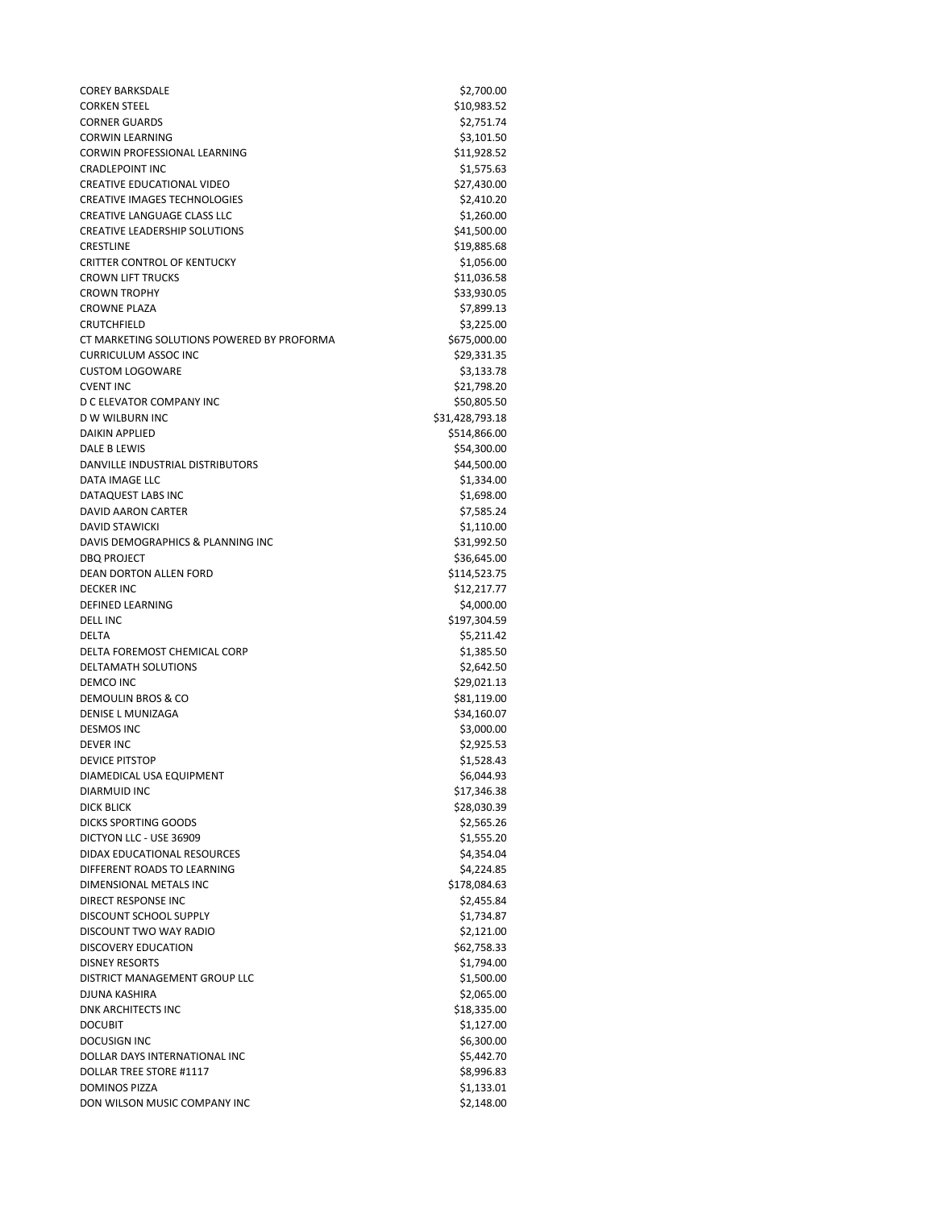| | |
|---|---|
| COREY BARKSDALE | $2,700.00 |
| CORKEN STEEL | $10,983.52 |
| CORNER GUARDS | $2,751.74 |
| CORWIN LEARNING | $3,101.50 |
| CORWIN PROFESSIONAL LEARNING | $11,928.52 |
| CRADLEPOINT INC | $1,575.63 |
| CREATIVE EDUCATIONAL VIDEO | $27,430.00 |
| CREATIVE IMAGES TECHNOLOGIES | $2,410.20 |
| CREATIVE LANGUAGE CLASS LLC | $1,260.00 |
| CREATIVE LEADERSHIP SOLUTIONS | $41,500.00 |
| CRESTLINE | $19,885.68 |
| CRITTER CONTROL OF KENTUCKY | $1,056.00 |
| CROWN LIFT TRUCKS | $11,036.58 |
| CROWN TROPHY | $33,930.05 |
| CROWNE PLAZA | $7,899.13 |
| CRUTCHFIELD | $3,225.00 |
| CT MARKETING SOLUTIONS POWERED BY PROFORMA | $675,000.00 |
| CURRICULUM ASSOC INC | $29,331.35 |
| CUSTOM LOGOWARE | $3,133.78 |
| CVENT INC | $21,798.20 |
| D C ELEVATOR COMPANY INC | $50,805.50 |
| D W WILBURN INC | $31,428,793.18 |
| DAIKIN APPLIED | $514,866.00 |
| DALE B LEWIS | $54,300.00 |
| DANVILLE INDUSTRIAL DISTRIBUTORS | $44,500.00 |
| DATA IMAGE LLC | $1,334.00 |
| DATAQUEST LABS INC | $1,698.00 |
| DAVID AARON CARTER | $7,585.24 |
| DAVID STAWICKI | $1,110.00 |
| DAVIS DEMOGRAPHICS & PLANNING INC | $31,992.50 |
| DBQ PROJECT | $36,645.00 |
| DEAN DORTON ALLEN FORD | $114,523.75 |
| DECKER INC | $12,217.77 |
| DEFINED LEARNING | $4,000.00 |
| DELL INC | $197,304.59 |
| DELTA | $5,211.42 |
| DELTA FOREMOST CHEMICAL CORP | $1,385.50 |
| DELTAMATH SOLUTIONS | $2,642.50 |
| DEMCO INC | $29,021.13 |
| DEMOULIN BROS & CO | $81,119.00 |
| DENISE L MUNIZAGA | $34,160.07 |
| DESMOS INC | $3,000.00 |
| DEVER INC | $2,925.53 |
| DEVICE PITSTOP | $1,528.43 |
| DIAMEDICAL USA EQUIPMENT | $6,044.93 |
| DIARMUID INC | $17,346.38 |
| DICK BLICK | $28,030.39 |
| DICKS SPORTING GOODS | $2,565.26 |
| DICTYON LLC - USE 36909 | $1,555.20 |
| DIDAX EDUCATIONAL RESOURCES | $4,354.04 |
| DIFFERENT ROADS TO LEARNING | $4,224.85 |
| DIMENSIONAL METALS INC | $178,084.63 |
| DIRECT RESPONSE INC | $2,455.84 |
| DISCOUNT SCHOOL SUPPLY | $1,734.87 |
| DISCOUNT TWO WAY RADIO | $2,121.00 |
| DISCOVERY EDUCATION | $62,758.33 |
| DISNEY RESORTS | $1,794.00 |
| DISTRICT MANAGEMENT GROUP LLC | $1,500.00 |
| DJUNA KASHIRA | $2,065.00 |
| DNK ARCHITECTS INC | $18,335.00 |
| DOCUBIT | $1,127.00 |
| DOCUSIGN INC | $6,300.00 |
| DOLLAR DAYS INTERNATIONAL INC | $5,442.70 |
| DOLLAR TREE STORE #1117 | $8,996.83 |
| DOMINOS PIZZA | $1,133.01 |
| DON WILSON MUSIC COMPANY INC | $2,148.00 |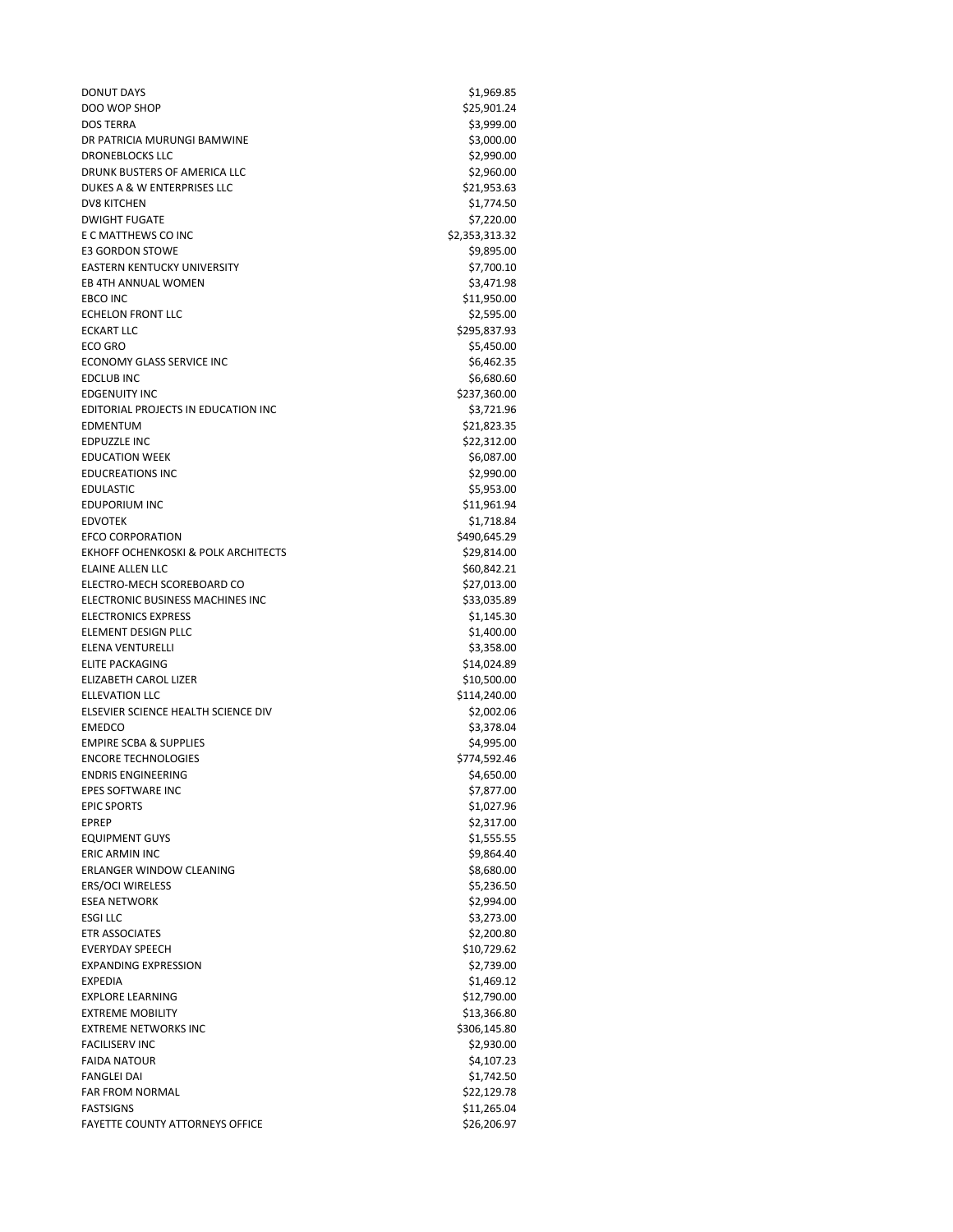| | |
|---|---|
| DONUT DAYS | $1,969.85 |
| DOO WOP SHOP | $25,901.24 |
| DOS TERRA | $3,999.00 |
| DR PATRICIA MURUNGI BAMWINE | $3,000.00 |
| DRONEBLOCKS LLC | $2,990.00 |
| DRUNK BUSTERS OF AMERICA LLC | $2,960.00 |
| DUKES A & W ENTERPRISES LLC | $21,953.63 |
| DV8 KITCHEN | $1,774.50 |
| DWIGHT FUGATE | $7,220.00 |
| E C MATTHEWS CO INC | $2,353,313.32 |
| E3 GORDON STOWE | $9,895.00 |
| EASTERN KENTUCKY UNIVERSITY | $7,700.10 |
| EB 4TH ANNUAL WOMEN | $3,471.98 |
| EBCO INC | $11,950.00 |
| ECHELON FRONT LLC | $2,595.00 |
| ECKART LLC | $295,837.93 |
| ECO GRO | $5,450.00 |
| ECONOMY GLASS SERVICE INC | $6,462.35 |
| EDCLUB INC | $6,680.60 |
| EDGENUITY INC | $237,360.00 |
| EDITORIAL PROJECTS IN EDUCATION INC | $3,721.96 |
| EDMENTUM | $21,823.35 |
| EDPUZZLE INC | $22,312.00 |
| EDUCATION WEEK | $6,087.00 |
| EDUCREATIONS INC | $2,990.00 |
| EDULASTIC | $5,953.00 |
| EDUPORIUM INC | $11,961.94 |
| EDVOTEK | $1,718.84 |
| EFCO CORPORATION | $490,645.29 |
| EKHOFF OCHENKOSKI & POLK ARCHITECTS | $29,814.00 |
| ELAINE ALLEN LLC | $60,842.21 |
| ELECTRO-MECH SCOREBOARD CO | $27,013.00 |
| ELECTRONIC BUSINESS MACHINES INC | $33,035.89 |
| ELECTRONICS EXPRESS | $1,145.30 |
| ELEMENT DESIGN PLLC | $1,400.00 |
| ELENA VENTURELLI | $3,358.00 |
| ELITE PACKAGING | $14,024.89 |
| ELIZABETH CAROL LIZER | $10,500.00 |
| ELLEVATION LLC | $114,240.00 |
| ELSEVIER SCIENCE HEALTH SCIENCE DIV | $2,002.06 |
| EMEDCO | $3,378.04 |
| EMPIRE SCBA & SUPPLIES | $4,995.00 |
| ENCORE TECHNOLOGIES | $774,592.46 |
| ENDRIS ENGINEERING | $4,650.00 |
| EPES SOFTWARE INC | $7,877.00 |
| EPIC SPORTS | $1,027.96 |
| EPREP | $2,317.00 |
| EQUIPMENT GUYS | $1,555.55 |
| ERIC ARMIN INC | $9,864.40 |
| ERLANGER WINDOW CLEANING | $8,680.00 |
| ERS/OCI WIRELESS | $5,236.50 |
| ESEA NETWORK | $2,994.00 |
| ESGI LLC | $3,273.00 |
| ETR ASSOCIATES | $2,200.80 |
| EVERYDAY SPEECH | $10,729.62 |
| EXPANDING EXPRESSION | $2,739.00 |
| EXPEDIA | $1,469.12 |
| EXPLORE LEARNING | $12,790.00 |
| EXTREME MOBILITY | $13,366.80 |
| EXTREME NETWORKS INC | $306,145.80 |
| FACILISERV INC | $2,930.00 |
| FAIDA NATOUR | $4,107.23 |
| FANGLEI DAI | $1,742.50 |
| FAR FROM NORMAL | $22,129.78 |
| FASTSIGNS | $11,265.04 |
| FAYETTE COUNTY ATTORNEYS OFFICE | $26,206.97 |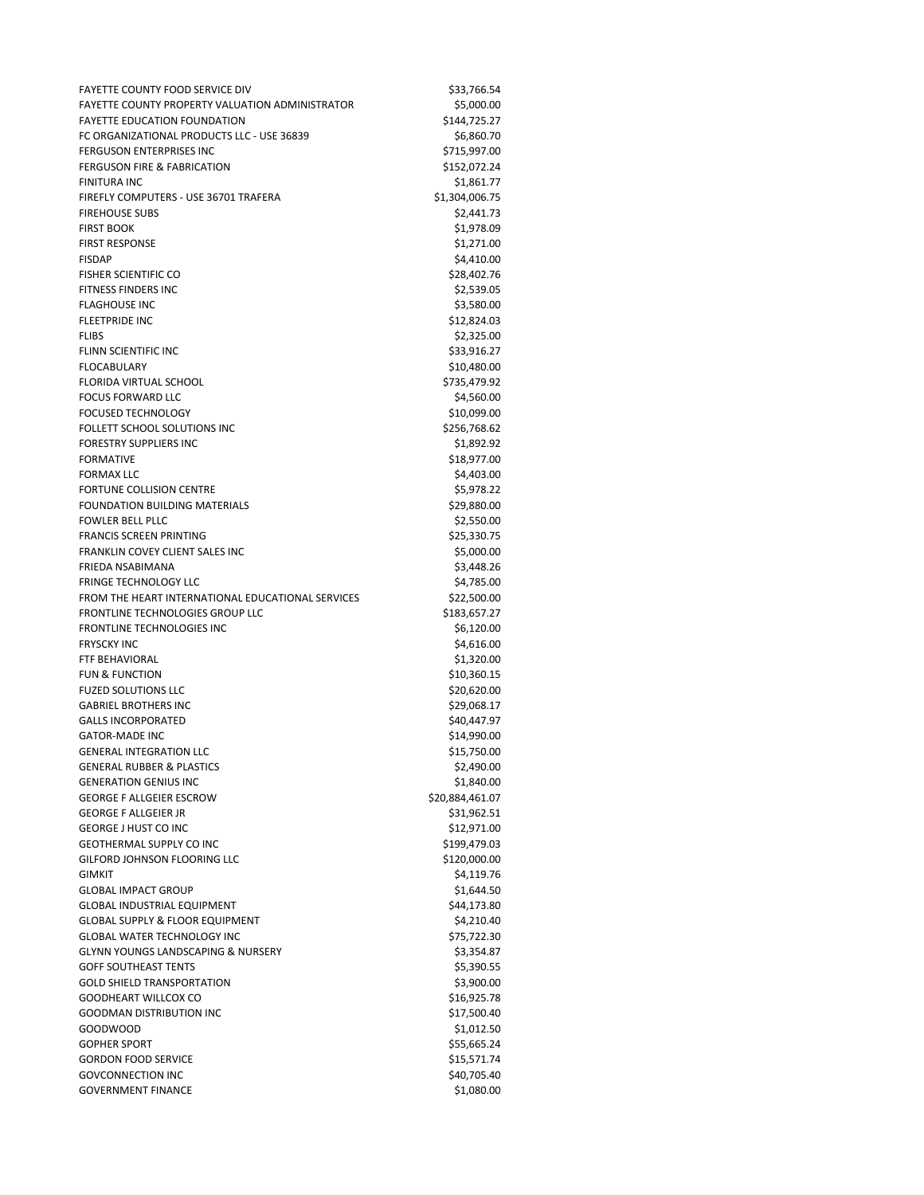| | |
|---|---|
| FAYETTE COUNTY FOOD SERVICE DIV | $33,766.54 |
| FAYETTE COUNTY PROPERTY VALUATION ADMINISTRATOR | $5,000.00 |
| FAYETTE EDUCATION FOUNDATION | $144,725.27 |
| FC ORGANIZATIONAL PRODUCTS LLC - USE 36839 | $6,860.70 |
| FERGUSON ENTERPRISES INC | $715,997.00 |
| FERGUSON FIRE & FABRICATION | $152,072.24 |
| FINITURA INC | $1,861.77 |
| FIREFLY COMPUTERS - USE 36701 TRAFERA | $1,304,006.75 |
| FIREHOUSE SUBS | $2,441.73 |
| FIRST BOOK | $1,978.09 |
| FIRST RESPONSE | $1,271.00 |
| FISDAP | $4,410.00 |
| FISHER SCIENTIFIC CO | $28,402.76 |
| FITNESS FINDERS INC | $2,539.05 |
| FLAGHOUSE INC | $3,580.00 |
| FLEETPRIDE INC | $12,824.03 |
| FLIBS | $2,325.00 |
| FLINN SCIENTIFIC INC | $33,916.27 |
| FLOCABULARY | $10,480.00 |
| FLORIDA VIRTUAL SCHOOL | $735,479.92 |
| FOCUS FORWARD LLC | $4,560.00 |
| FOCUSED TECHNOLOGY | $10,099.00 |
| FOLLETT SCHOOL SOLUTIONS INC | $256,768.62 |
| FORESTRY SUPPLIERS INC | $1,892.92 |
| FORMATIVE | $18,977.00 |
| FORMAX LLC | $4,403.00 |
| FORTUNE COLLISION CENTRE | $5,978.22 |
| FOUNDATION BUILDING MATERIALS | $29,880.00 |
| FOWLER BELL PLLC | $2,550.00 |
| FRANCIS SCREEN PRINTING | $25,330.75 |
| FRANKLIN COVEY CLIENT SALES INC | $5,000.00 |
| FRIEDA NSABIMANA | $3,448.26 |
| FRINGE TECHNOLOGY LLC | $4,785.00 |
| FROM THE HEART INTERNATIONAL EDUCATIONAL SERVICES | $22,500.00 |
| FRONTLINE TECHNOLOGIES GROUP LLC | $183,657.27 |
| FRONTLINE TECHNOLOGIES INC | $6,120.00 |
| FRYSCKY INC | $4,616.00 |
| FTF BEHAVIORAL | $1,320.00 |
| FUN & FUNCTION | $10,360.15 |
| FUZED SOLUTIONS LLC | $20,620.00 |
| GABRIEL BROTHERS INC | $29,068.17 |
| GALLS INCORPORATED | $40,447.97 |
| GATOR-MADE INC | $14,990.00 |
| GENERAL INTEGRATION LLC | $15,750.00 |
| GENERAL RUBBER & PLASTICS | $2,490.00 |
| GENERATION GENIUS INC | $1,840.00 |
| GEORGE F ALLGEIER ESCROW | $20,884,461.07 |
| GEORGE F ALLGEIER JR | $31,962.51 |
| GEORGE J HUST CO INC | $12,971.00 |
| GEOTHERMAL SUPPLY CO INC | $199,479.03 |
| GILFORD JOHNSON FLOORING LLC | $120,000.00 |
| GIMKIT | $4,119.76 |
| GLOBAL IMPACT GROUP | $1,644.50 |
| GLOBAL INDUSTRIAL EQUIPMENT | $44,173.80 |
| GLOBAL SUPPLY & FLOOR EQUIPMENT | $4,210.40 |
| GLOBAL WATER TECHNOLOGY INC | $75,722.30 |
| GLYNN YOUNGS LANDSCAPING & NURSERY | $3,354.87 |
| GOFF SOUTHEAST TENTS | $5,390.55 |
| GOLD SHIELD TRANSPORTATION | $3,900.00 |
| GOODHEART WILLCOX CO | $16,925.78 |
| GOODMAN DISTRIBUTION INC | $17,500.40 |
| GOODWOOD | $1,012.50 |
| GOPHER SPORT | $55,665.24 |
| GORDON FOOD SERVICE | $15,571.74 |
| GOVCONNECTION INC | $40,705.40 |
| GOVERNMENT FINANCE | $1,080.00 |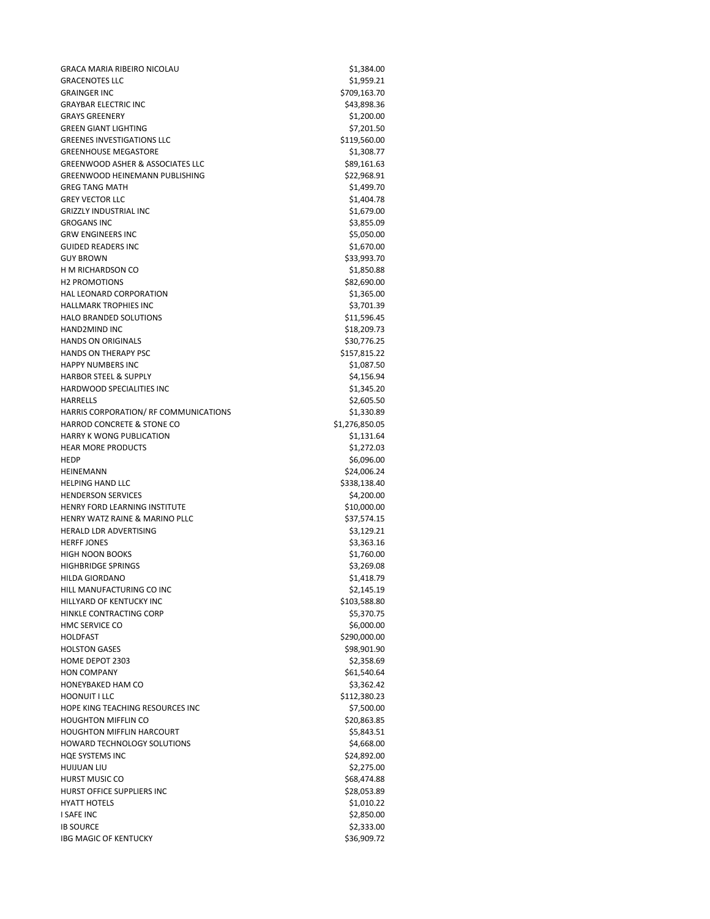| | |
|---|---|
| GRACA MARIA RIBEIRO NICOLAU | $1,384.00 |
| GRACENOTES LLC | $1,959.21 |
| GRAINGER INC | $709,163.70 |
| GRAYBAR ELECTRIC INC | $43,898.36 |
| GRAYS GREENERY | $1,200.00 |
| GREEN GIANT LIGHTING | $7,201.50 |
| GREENES INVESTIGATIONS LLC | $119,560.00 |
| GREENHOUSE MEGASTORE | $1,308.77 |
| GREENWOOD ASHER & ASSOCIATES LLC | $89,161.63 |
| GREENWOOD HEINEMANN PUBLISHING | $22,968.91 |
| GREG TANG MATH | $1,499.70 |
| GREY VECTOR LLC | $1,404.78 |
| GRIZZLY INDUSTRIAL INC | $1,679.00 |
| GROGANS INC | $3,855.09 |
| GRW ENGINEERS INC | $5,050.00 |
| GUIDED READERS INC | $1,670.00 |
| GUY BROWN | $33,993.70 |
| H M RICHARDSON CO | $1,850.88 |
| H2 PROMOTIONS | $82,690.00 |
| HAL LEONARD CORPORATION | $1,365.00 |
| HALLMARK TROPHIES INC | $3,701.39 |
| HALO BRANDED SOLUTIONS | $11,596.45 |
| HAND2MIND INC | $18,209.73 |
| HANDS ON ORIGINALS | $30,776.25 |
| HANDS ON THERAPY PSC | $157,815.22 |
| HAPPY NUMBERS INC | $1,087.50 |
| HARBOR STEEL & SUPPLY | $4,156.94 |
| HARDWOOD SPECIALITIES INC | $1,345.20 |
| HARRELLS | $2,605.50 |
| HARRIS CORPORATION/ RF COMMUNICATIONS | $1,330.89 |
| HARROD CONCRETE & STONE CO | $1,276,850.05 |
| HARRY K WONG PUBLICATION | $1,131.64 |
| HEAR MORE PRODUCTS | $1,272.03 |
| HEDP | $6,096.00 |
| HEINEMANN | $24,006.24 |
| HELPING HAND LLC | $338,138.40 |
| HENDERSON SERVICES | $4,200.00 |
| HENRY FORD LEARNING INSTITUTE | $10,000.00 |
| HENRY WATZ RAINE & MARINO PLLC | $37,574.15 |
| HERALD LDR ADVERTISING | $3,129.21 |
| HERFF JONES | $3,363.16 |
| HIGH NOON BOOKS | $1,760.00 |
| HIGHBRIDGE SPRINGS | $3,269.08 |
| HILDA GIORDANO | $1,418.79 |
| HILL MANUFACTURING CO INC | $2,145.19 |
| HILLYARD OF KENTUCKY INC | $103,588.80 |
| HINKLE CONTRACTING CORP | $5,370.75 |
| HMC SERVICE CO | $6,000.00 |
| HOLDFAST | $290,000.00 |
| HOLSTON GASES | $98,901.90 |
| HOME DEPOT 2303 | $2,358.69 |
| HON COMPANY | $61,540.64 |
| HONEYBAKED HAM CO | $3,362.42 |
| HOONUIT I LLC | $112,380.23 |
| HOPE KING TEACHING RESOURCES INC | $7,500.00 |
| HOUGHTON MIFFLIN CO | $20,863.85 |
| HOUGHTON MIFFLIN HARCOURT | $5,843.51 |
| HOWARD TECHNOLOGY SOLUTIONS | $4,668.00 |
| HQE SYSTEMS INC | $24,892.00 |
| HUIJUAN LIU | $2,275.00 |
| HURST MUSIC CO | $68,474.88 |
| HURST OFFICE SUPPLIERS INC | $28,053.89 |
| HYATT HOTELS | $1,010.22 |
| I SAFE INC | $2,850.00 |
| IB SOURCE | $2,333.00 |
| IBG MAGIC OF KENTUCKY | $36,909.72 |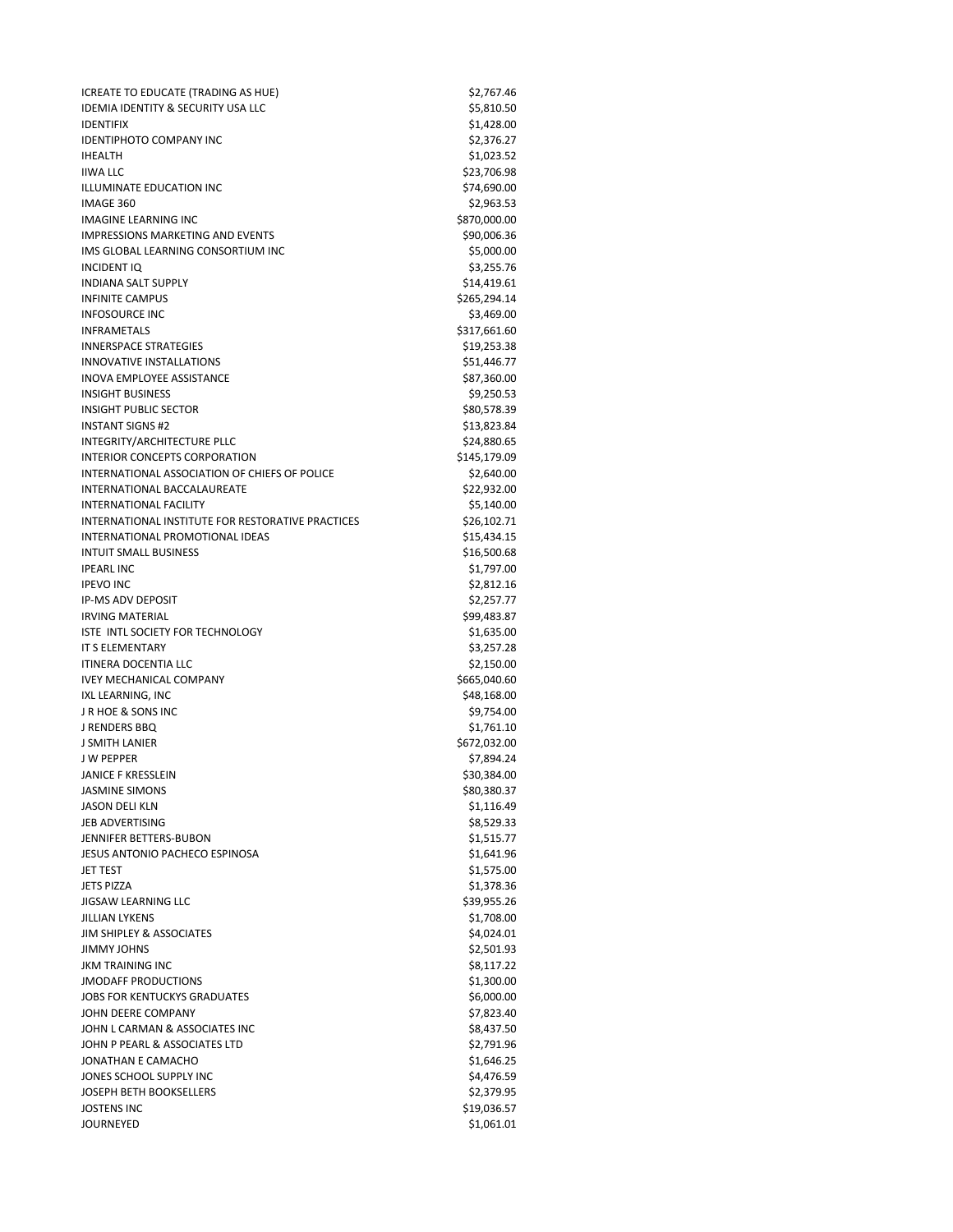| | |
|---|---|
| ICREATE TO EDUCATE (TRADING AS HUE) | $2,767.46 |
| IDEMIA IDENTITY & SECURITY USA LLC | $5,810.50 |
| IDENTIFIX | $1,428.00 |
| IDENTIPHOTO COMPANY INC | $2,376.27 |
| IHEALTH | $1,023.52 |
| IIWA LLC | $23,706.98 |
| ILLUMINATE EDUCATION INC | $74,690.00 |
| IMAGE 360 | $2,963.53 |
| IMAGINE LEARNING INC | $870,000.00 |
| IMPRESSIONS MARKETING AND EVENTS | $90,006.36 |
| IMS GLOBAL LEARNING CONSORTIUM INC | $5,000.00 |
| INCIDENT IQ | $3,255.76 |
| INDIANA SALT SUPPLY | $14,419.61 |
| INFINITE CAMPUS | $265,294.14 |
| INFOSOURCE INC | $3,469.00 |
| INFRAMETALS | $317,661.60 |
| INNERSPACE STRATEGIES | $19,253.38 |
| INNOVATIVE INSTALLATIONS | $51,446.77 |
| INOVA EMPLOYEE ASSISTANCE | $87,360.00 |
| INSIGHT BUSINESS | $9,250.53 |
| INSIGHT PUBLIC SECTOR | $80,578.39 |
| INSTANT SIGNS #2 | $13,823.84 |
| INTEGRITY/ARCHITECTURE PLLC | $24,880.65 |
| INTERIOR CONCEPTS CORPORATION | $145,179.09 |
| INTERNATIONAL ASSOCIATION OF CHIEFS OF POLICE | $2,640.00 |
| INTERNATIONAL BACCALAUREATE | $22,932.00 |
| INTERNATIONAL FACILITY | $5,140.00 |
| INTERNATIONAL INSTITUTE FOR RESTORATIVE PRACTICES | $26,102.71 |
| INTERNATIONAL PROMOTIONAL IDEAS | $15,434.15 |
| INTUIT SMALL BUSINESS | $16,500.68 |
| IPEARL INC | $1,797.00 |
| IPEVO INC | $2,812.16 |
| IP-MS ADV DEPOSIT | $2,257.77 |
| IRVING MATERIAL | $99,483.87 |
| ISTE INTL SOCIETY FOR TECHNOLOGY | $1,635.00 |
| IT S ELEMENTARY | $3,257.28 |
| ITINERA DOCENTIA LLC | $2,150.00 |
| IVEY MECHANICAL COMPANY | $665,040.60 |
| IXL LEARNING, INC | $48,168.00 |
| J R HOE & SONS INC | $9,754.00 |
| J RENDERS BBQ | $1,761.10 |
| J SMITH LANIER | $672,032.00 |
| J W PEPPER | $7,894.24 |
| JANICE F KRESSLEIN | $30,384.00 |
| JASMINE SIMONS | $80,380.37 |
| JASON DELI KLN | $1,116.49 |
| JEB ADVERTISING | $8,529.33 |
| JENNIFER BETTERS-BUBON | $1,515.77 |
| JESUS ANTONIO PACHECO ESPINOSA | $1,641.96 |
| JET TEST | $1,575.00 |
| JETS PIZZA | $1,378.36 |
| JIGSAW LEARNING LLC | $39,955.26 |
| JILLIAN LYKENS | $1,708.00 |
| JIM SHIPLEY & ASSOCIATES | $4,024.01 |
| JIMMY JOHNS | $2,501.93 |
| JKM TRAINING INC | $8,117.22 |
| JMODAFF PRODUCTIONS | $1,300.00 |
| JOBS FOR KENTUCKYS GRADUATES | $6,000.00 |
| JOHN DEERE COMPANY | $7,823.40 |
| JOHN L CARMAN & ASSOCIATES INC | $8,437.50 |
| JOHN P PEARL & ASSOCIATES LTD | $2,791.96 |
| JONATHAN E CAMACHO | $1,646.25 |
| JONES SCHOOL SUPPLY INC | $4,476.59 |
| JOSEPH BETH BOOKSELLERS | $2,379.95 |
| JOSTENS INC | $19,036.57 |
| JOURNEYED | $1,061.01 |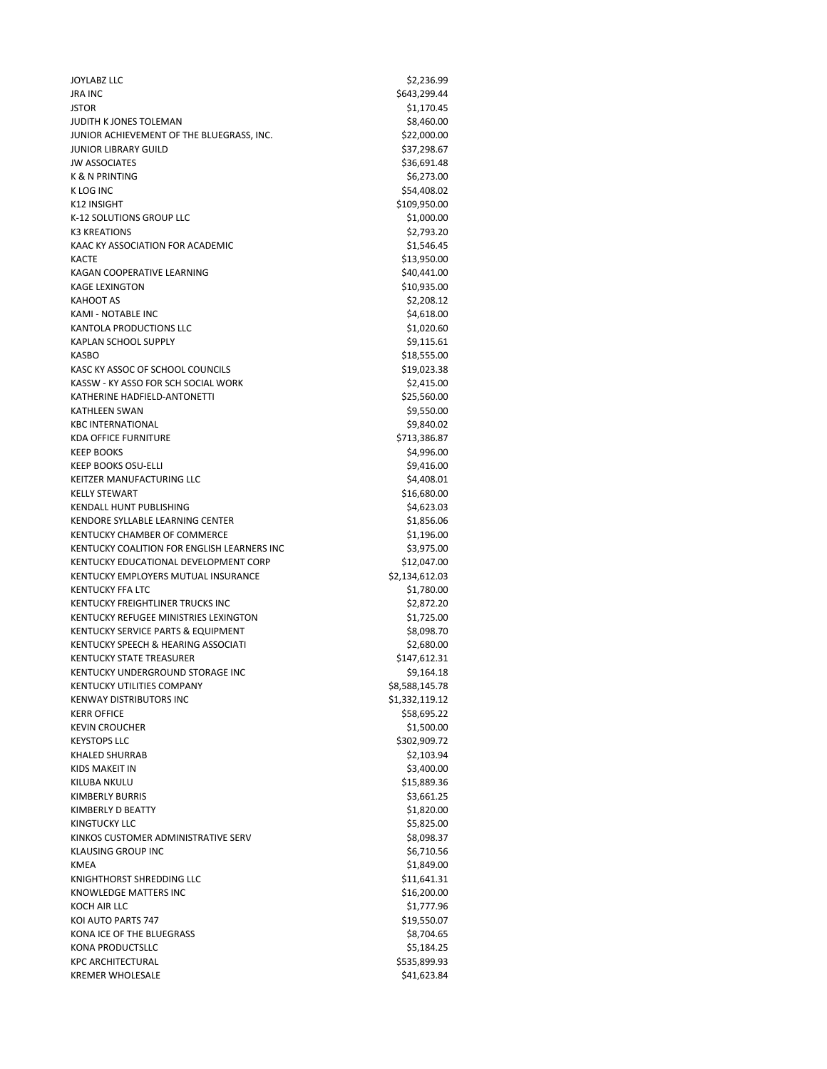| | |
|---|---|
| JOYLABZ LLC | $2,236.99 |
| JRA INC | $643,299.44 |
| JSTOR | $1,170.45 |
| JUDITH K JONES TOLEMAN | $8,460.00 |
| JUNIOR ACHIEVEMENT OF THE BLUEGRASS, INC. | $22,000.00 |
| JUNIOR LIBRARY GUILD | $37,298.67 |
| JW ASSOCIATES | $36,691.48 |
| K & N PRINTING | $6,273.00 |
| K LOG INC | $54,408.02 |
| K12 INSIGHT | $109,950.00 |
| K-12 SOLUTIONS GROUP LLC | $1,000.00 |
| K3 KREATIONS | $2,793.20 |
| KAAC KY ASSOCIATION FOR ACADEMIC | $1,546.45 |
| KACTE | $13,950.00 |
| KAGAN COOPERATIVE LEARNING | $40,441.00 |
| KAGE LEXINGTON | $10,935.00 |
| KAHOOT AS | $2,208.12 |
| KAMI - NOTABLE INC | $4,618.00 |
| KANTOLA PRODUCTIONS LLC | $1,020.60 |
| KAPLAN SCHOOL SUPPLY | $9,115.61 |
| KASBO | $18,555.00 |
| KASC KY ASSOC OF SCHOOL COUNCILS | $19,023.38 |
| KASSW - KY ASSO FOR SCH SOCIAL WORK | $2,415.00 |
| KATHERINE HADFIELD-ANTONETTI | $25,560.00 |
| KATHLEEN SWAN | $9,550.00 |
| KBC INTERNATIONAL | $9,840.02 |
| KDA OFFICE FURNITURE | $713,386.87 |
| KEEP BOOKS | $4,996.00 |
| KEEP BOOKS OSU-ELLI | $9,416.00 |
| KEITZER MANUFACTURING LLC | $4,408.01 |
| KELLY STEWART | $16,680.00 |
| KENDALL HUNT PUBLISHING | $4,623.03 |
| KENDORE SYLLABLE LEARNING CENTER | $1,856.06 |
| KENTUCKY CHAMBER OF COMMERCE | $1,196.00 |
| KENTUCKY COALITION FOR ENGLISH LEARNERS INC | $3,975.00 |
| KENTUCKY EDUCATIONAL DEVELOPMENT CORP | $12,047.00 |
| KENTUCKY EMPLOYERS MUTUAL INSURANCE | $2,134,612.03 |
| KENTUCKY FFA LTC | $1,780.00 |
| KENTUCKY FREIGHTLINER TRUCKS INC | $2,872.20 |
| KENTUCKY REFUGEE MINISTRIES LEXINGTON | $1,725.00 |
| KENTUCKY SERVICE PARTS & EQUIPMENT | $8,098.70 |
| KENTUCKY SPEECH & HEARING ASSOCIATI | $2,680.00 |
| KENTUCKY STATE TREASURER | $147,612.31 |
| KENTUCKY UNDERGROUND STORAGE INC | $9,164.18 |
| KENTUCKY UTILITIES COMPANY | $8,588,145.78 |
| KENWAY DISTRIBUTORS INC | $1,332,119.12 |
| KERR OFFICE | $58,695.22 |
| KEVIN CROUCHER | $1,500.00 |
| KEYSTOPS LLC | $302,909.72 |
| KHALED SHURRAB | $2,103.94 |
| KIDS MAKEIT IN | $3,400.00 |
| KILUBA NKULU | $15,889.36 |
| KIMBERLY BURRIS | $3,661.25 |
| KIMBERLY D BEATTY | $1,820.00 |
| KINGTUCKY LLC | $5,825.00 |
| KINKOS CUSTOMER ADMINISTRATIVE SERV | $8,098.37 |
| KLAUSING GROUP INC | $6,710.56 |
| KMEA | $1,849.00 |
| KNIGHTHORST SHREDDING LLC | $11,641.31 |
| KNOWLEDGE MATTERS INC | $16,200.00 |
| KOCH AIR LLC | $1,777.96 |
| KOI AUTO PARTS 747 | $19,550.07 |
| KONA ICE OF THE BLUEGRASS | $8,704.65 |
| KONA PRODUCTSLLC | $5,184.25 |
| KPC ARCHITECTURAL | $535,899.93 |
| KREMER WHOLESALE | $41,623.84 |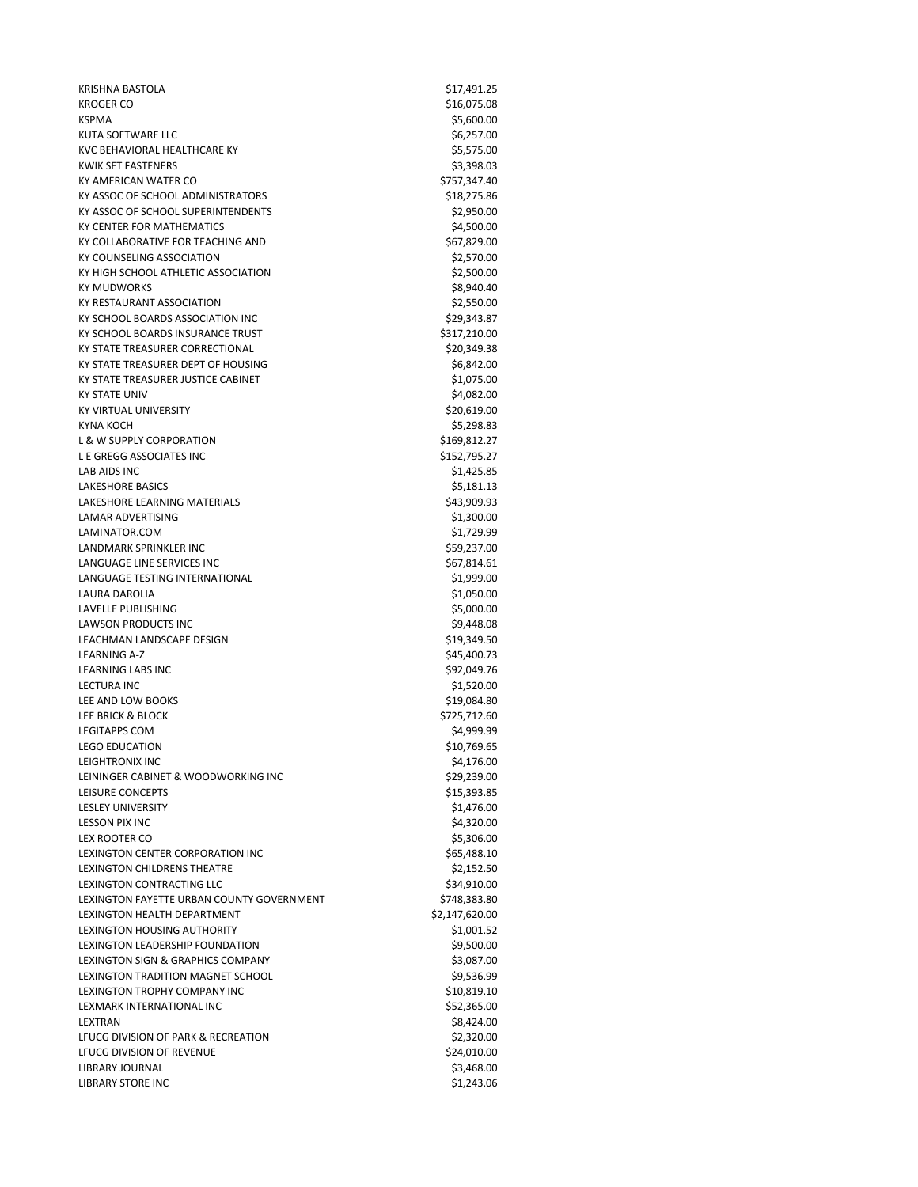| | |
|---|---|
| KRISHNA BASTOLA | $17,491.25 |
| KROGER CO | $16,075.08 |
| KSPMA | $5,600.00 |
| KUTA SOFTWARE LLC | $6,257.00 |
| KVC BEHAVIORAL HEALTHCARE KY | $5,575.00 |
| KWIK SET FASTENERS | $3,398.03 |
| KY AMERICAN WATER CO | $757,347.40 |
| KY ASSOC OF SCHOOL ADMINISTRATORS | $18,275.86 |
| KY ASSOC OF SCHOOL SUPERINTENDENTS | $2,950.00 |
| KY CENTER FOR MATHEMATICS | $4,500.00 |
| KY COLLABORATIVE FOR TEACHING AND | $67,829.00 |
| KY COUNSELING ASSOCIATION | $2,570.00 |
| KY HIGH SCHOOL ATHLETIC ASSOCIATION | $2,500.00 |
| KY MUDWORKS | $8,940.40 |
| KY RESTAURANT ASSOCIATION | $2,550.00 |
| KY SCHOOL BOARDS ASSOCIATION INC | $29,343.87 |
| KY SCHOOL BOARDS INSURANCE TRUST | $317,210.00 |
| KY STATE TREASURER CORRECTIONAL | $20,349.38 |
| KY STATE TREASURER DEPT OF HOUSING | $6,842.00 |
| KY STATE TREASURER JUSTICE CABINET | $1,075.00 |
| KY STATE UNIV | $4,082.00 |
| KY VIRTUAL UNIVERSITY | $20,619.00 |
| KYNA KOCH | $5,298.83 |
| L & W SUPPLY CORPORATION | $169,812.27 |
| L E GREGG ASSOCIATES INC | $152,795.27 |
| LAB AIDS INC | $1,425.85 |
| LAKESHORE BASICS | $5,181.13 |
| LAKESHORE LEARNING MATERIALS | $43,909.93 |
| LAMAR ADVERTISING | $1,300.00 |
| LAMINATOR.COM | $1,729.99 |
| LANDMARK SPRINKLER INC | $59,237.00 |
| LANGUAGE LINE SERVICES INC | $67,814.61 |
| LANGUAGE TESTING INTERNATIONAL | $1,999.00 |
| LAURA DAROLIA | $1,050.00 |
| LAVELLE PUBLISHING | $5,000.00 |
| LAWSON PRODUCTS INC | $9,448.08 |
| LEACHMAN LANDSCAPE DESIGN | $19,349.50 |
| LEARNING A-Z | $45,400.73 |
| LEARNING LABS INC | $92,049.76 |
| LECTURA INC | $1,520.00 |
| LEE AND LOW BOOKS | $19,084.80 |
| LEE BRICK & BLOCK | $725,712.60 |
| LEGITAPPS COM | $4,999.99 |
| LEGO EDUCATION | $10,769.65 |
| LEIGHTRONIX INC | $4,176.00 |
| LEININGER CABINET & WOODWORKING INC | $29,239.00 |
| LEISURE CONCEPTS | $15,393.85 |
| LESLEY UNIVERSITY | $1,476.00 |
| LESSON PIX INC | $4,320.00 |
| LEX ROOTER CO | $5,306.00 |
| LEXINGTON CENTER CORPORATION INC | $65,488.10 |
| LEXINGTON CHILDRENS THEATRE | $2,152.50 |
| LEXINGTON CONTRACTING LLC | $34,910.00 |
| LEXINGTON FAYETTE URBAN COUNTY GOVERNMENT | $748,383.80 |
| LEXINGTON HEALTH DEPARTMENT | $2,147,620.00 |
| LEXINGTON HOUSING AUTHORITY | $1,001.52 |
| LEXINGTON LEADERSHIP FOUNDATION | $9,500.00 |
| LEXINGTON SIGN & GRAPHICS COMPANY | $3,087.00 |
| LEXINGTON TRADITION MAGNET SCHOOL | $9,536.99 |
| LEXINGTON TROPHY COMPANY INC | $10,819.10 |
| LEXMARK INTERNATIONAL INC | $52,365.00 |
| LEXTRAN | $8,424.00 |
| LFUCG DIVISION OF PARK & RECREATION | $2,320.00 |
| LFUCG DIVISION OF REVENUE | $24,010.00 |
| LIBRARY JOURNAL | $3,468.00 |
| LIBRARY STORE INC | $1,243.06 |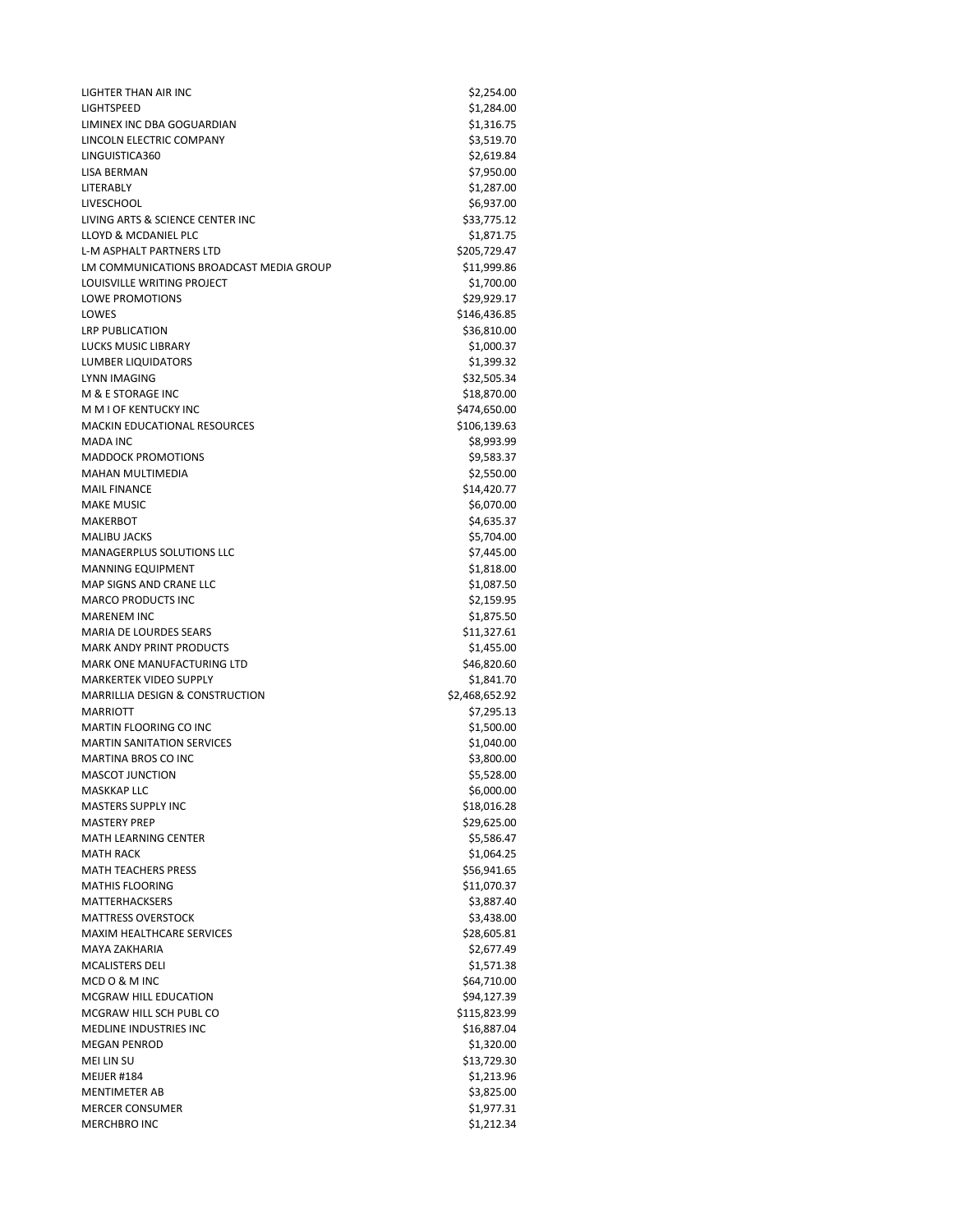| | |
|---|---|
| LIGHTER THAN AIR INC | $2,254.00 |
| LIGHTSPEED | $1,284.00 |
| LIMINEX INC DBA GOGUARDIAN | $1,316.75 |
| LINCOLN ELECTRIC COMPANY | $3,519.70 |
| LINGUISTICA360 | $2,619.84 |
| LISA BERMAN | $7,950.00 |
| LITERABLY | $1,287.00 |
| LIVESCHOOL | $6,937.00 |
| LIVING ARTS & SCIENCE CENTER INC | $33,775.12 |
| LLOYD & MCDANIEL PLC | $1,871.75 |
| L-M ASPHALT PARTNERS LTD | $205,729.47 |
| LM COMMUNICATIONS BROADCAST MEDIA GROUP | $11,999.86 |
| LOUISVILLE WRITING PROJECT | $1,700.00 |
| LOWE PROMOTIONS | $29,929.17 |
| LOWES | $146,436.85 |
| LRP PUBLICATION | $36,810.00 |
| LUCKS MUSIC LIBRARY | $1,000.37 |
| LUMBER LIQUIDATORS | $1,399.32 |
| LYNN IMAGING | $32,505.34 |
| M & E STORAGE INC | $18,870.00 |
| M M I OF KENTUCKY INC | $474,650.00 |
| MACKIN EDUCATIONAL RESOURCES | $106,139.63 |
| MADA INC | $8,993.99 |
| MADDOCK PROMOTIONS | $9,583.37 |
| MAHAN MULTIMEDIA | $2,550.00 |
| MAIL FINANCE | $14,420.77 |
| MAKE MUSIC | $6,070.00 |
| MAKERBOT | $4,635.37 |
| MALIBU JACKS | $5,704.00 |
| MANAGERPLUS SOLUTIONS LLC | $7,445.00 |
| MANNING EQUIPMENT | $1,818.00 |
| MAP SIGNS AND CRANE LLC | $1,087.50 |
| MARCO PRODUCTS INC | $2,159.95 |
| MARENEM INC | $1,875.50 |
| MARIA DE LOURDES SEARS | $11,327.61 |
| MARK ANDY PRINT PRODUCTS | $1,455.00 |
| MARK ONE MANUFACTURING LTD | $46,820.60 |
| MARKERTEK VIDEO SUPPLY | $1,841.70 |
| MARRILLIA DESIGN & CONSTRUCTION | $2,468,652.92 |
| MARRIOTT | $7,295.13 |
| MARTIN FLOORING CO INC | $1,500.00 |
| MARTIN SANITATION SERVICES | $1,040.00 |
| MARTINA BROS CO INC | $3,800.00 |
| MASCOT JUNCTION | $5,528.00 |
| MASKKAP LLC | $6,000.00 |
| MASTERS SUPPLY INC | $18,016.28 |
| MASTERY PREP | $29,625.00 |
| MATH LEARNING CENTER | $5,586.47 |
| MATH RACK | $1,064.25 |
| MATH TEACHERS PRESS | $56,941.65 |
| MATHIS FLOORING | $11,070.37 |
| MATTERHACKSERS | $3,887.40 |
| MATTRESS OVERSTOCK | $3,438.00 |
| MAXIM HEALTHCARE SERVICES | $28,605.81 |
| MAYA ZAKHARIA | $2,677.49 |
| MCALISTERS DELI | $1,571.38 |
| MCD O & M INC | $64,710.00 |
| MCGRAW HILL EDUCATION | $94,127.39 |
| MCGRAW HILL SCH PUBL CO | $115,823.99 |
| MEDLINE INDUSTRIES INC | $16,887.04 |
| MEGAN PENROD | $1,320.00 |
| MEI LIN SU | $13,729.30 |
| MEIJER #184 | $1,213.96 |
| MENTIMETER AB | $3,825.00 |
| MERCER CONSUMER | $1,977.31 |
| MERCHBRO INC | $1,212.34 |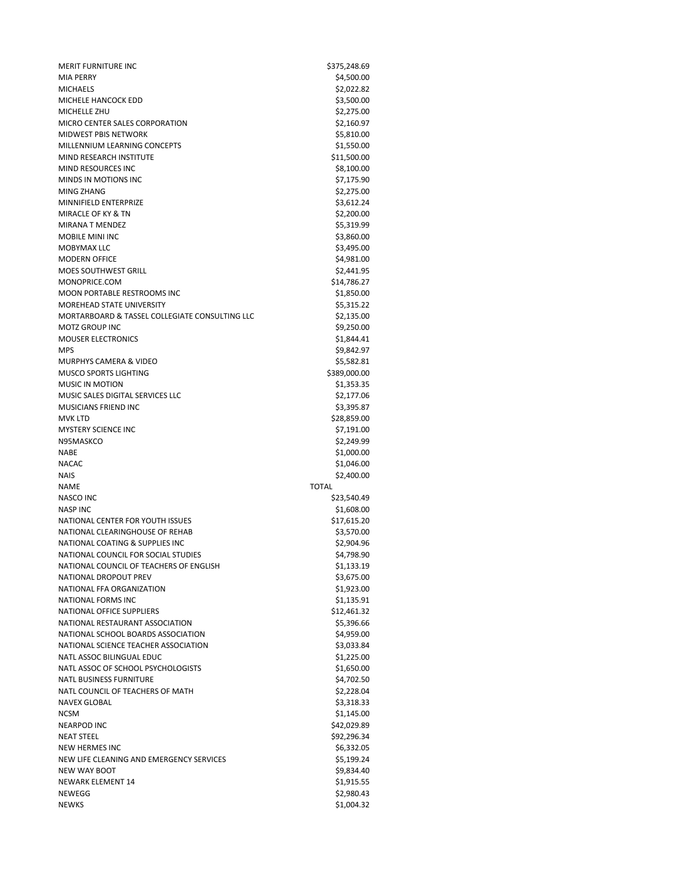| | |
|---|---|
| MERIT FURNITURE INC | $375,248.69 |
| MIA PERRY | $4,500.00 |
| MICHAELS | $2,022.82 |
| MICHELE HANCOCK EDD | $3,500.00 |
| MICHELLE ZHU | $2,275.00 |
| MICRO CENTER SALES CORPORATION | $2,160.97 |
| MIDWEST PBIS NETWORK | $5,810.00 |
| MILLENNIUM LEARNING CONCEPTS | $1,550.00 |
| MIND RESEARCH INSTITUTE | $11,500.00 |
| MIND RESOURCES INC | $8,100.00 |
| MINDS IN MOTIONS INC | $7,175.90 |
| MING ZHANG | $2,275.00 |
| MINNIFIELD ENTERPRIZE | $3,612.24 |
| MIRACLE OF KY & TN | $2,200.00 |
| MIRANA T MENDEZ | $5,319.99 |
| MOBILE MINI INC | $3,860.00 |
| MOBYMAX LLC | $3,495.00 |
| MODERN OFFICE | $4,981.00 |
| MOES SOUTHWEST GRILL | $2,441.95 |
| MONOPRICE.COM | $14,786.27 |
| MOON PORTABLE RESTROOMS INC | $1,850.00 |
| MOREHEAD STATE UNIVERSITY | $5,315.22 |
| MORTARBOARD & TASSEL COLLEGIATE CONSULTING LLC | $2,135.00 |
| MOTZ GROUP INC | $9,250.00 |
| MOUSER ELECTRONICS | $1,844.41 |
| MPS | $9,842.97 |
| MURPHYS CAMERA & VIDEO | $5,582.81 |
| MUSCO SPORTS LIGHTING | $389,000.00 |
| MUSIC IN MOTION | $1,353.35 |
| MUSIC SALES DIGITAL SERVICES LLC | $2,177.06 |
| MUSICIANS FRIEND INC | $3,395.87 |
| MVK LTD | $28,859.00 |
| MYSTERY SCIENCE INC | $7,191.00 |
| N95MASKCO | $2,249.99 |
| NABE | $1,000.00 |
| NACAC | $1,046.00 |
| NAIS | $2,400.00 |
| NAME | TOTAL |
| NASCO INC | $23,540.49 |
| NASP INC | $1,608.00 |
| NATIONAL CENTER FOR YOUTH ISSUES | $17,615.20 |
| NATIONAL CLEARINGHOUSE OF REHAB | $3,570.00 |
| NATIONAL COATING & SUPPLIES INC | $2,904.96 |
| NATIONAL COUNCIL FOR SOCIAL STUDIES | $4,798.90 |
| NATIONAL COUNCIL OF TEACHERS OF ENGLISH | $1,133.19 |
| NATIONAL DROPOUT PREV | $3,675.00 |
| NATIONAL FFA ORGANIZATION | $1,923.00 |
| NATIONAL FORMS INC | $1,135.91 |
| NATIONAL OFFICE SUPPLIERS | $12,461.32 |
| NATIONAL RESTAURANT ASSOCIATION | $5,396.66 |
| NATIONAL SCHOOL BOARDS ASSOCIATION | $4,959.00 |
| NATIONAL SCIENCE TEACHER ASSOCIATION | $3,033.84 |
| NATL ASSOC BILINGUAL EDUC | $1,225.00 |
| NATL ASSOC OF SCHOOL PSYCHOLOGISTS | $1,650.00 |
| NATL BUSINESS FURNITURE | $4,702.50 |
| NATL COUNCIL OF TEACHERS OF MATH | $2,228.04 |
| NAVEX GLOBAL | $3,318.33 |
| NCSM | $1,145.00 |
| NEARPOD INC | $42,029.89 |
| NEAT STEEL | $92,296.34 |
| NEW HERMES INC | $6,332.05 |
| NEW LIFE CLEANING AND EMERGENCY SERVICES | $5,199.24 |
| NEW WAY BOOT | $9,834.40 |
| NEWARK ELEMENT 14 | $1,915.55 |
| NEWEGG | $2,980.43 |
| NEWKS | $1,004.32 |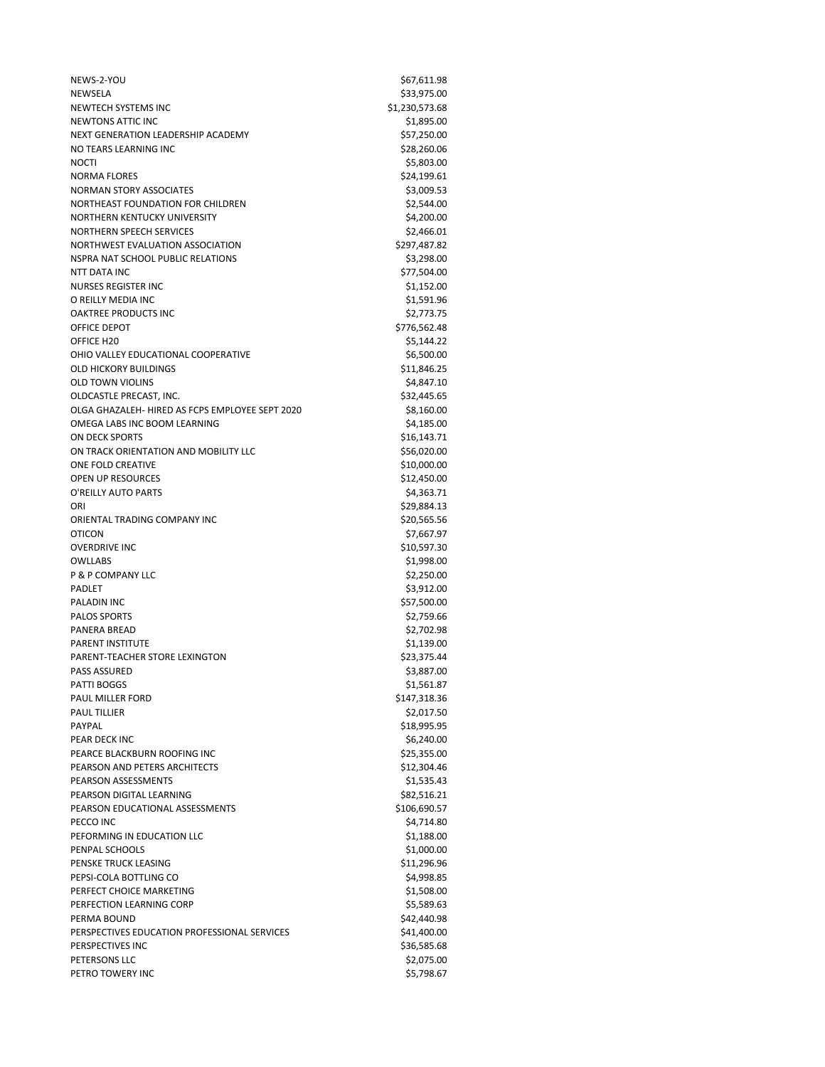| | |
|---|---|
| NEWS-2-YOU | $67,611.98 |
| NEWSELA | $33,975.00 |
| NEWTECH SYSTEMS INC | $1,230,573.68 |
| NEWTONS ATTIC INC | $1,895.00 |
| NEXT GENERATION LEADERSHIP ACADEMY | $57,250.00 |
| NO TEARS LEARNING INC | $28,260.06 |
| NOCTI | $5,803.00 |
| NORMA FLORES | $24,199.61 |
| NORMAN STORY ASSOCIATES | $3,009.53 |
| NORTHEAST FOUNDATION FOR CHILDREN | $2,544.00 |
| NORTHERN KENTUCKY UNIVERSITY | $4,200.00 |
| NORTHERN SPEECH SERVICES | $2,466.01 |
| NORTHWEST EVALUATION ASSOCIATION | $297,487.82 |
| NSPRA NAT SCHOOL PUBLIC RELATIONS | $3,298.00 |
| NTT DATA INC | $77,504.00 |
| NURSES REGISTER INC | $1,152.00 |
| O REILLY MEDIA INC | $1,591.96 |
| OAKTREE PRODUCTS INC | $2,773.75 |
| OFFICE DEPOT | $776,562.48 |
| OFFICE H20 | $5,144.22 |
| OHIO VALLEY EDUCATIONAL COOPERATIVE | $6,500.00 |
| OLD HICKORY BUILDINGS | $11,846.25 |
| OLD TOWN VIOLINS | $4,847.10 |
| OLDCASTLE PRECAST, INC. | $32,445.65 |
| OLGA GHAZALEH- HIRED AS FCPS EMPLOYEE SEPT 2020 | $8,160.00 |
| OMEGA LABS INC BOOM LEARNING | $4,185.00 |
| ON DECK SPORTS | $16,143.71 |
| ON TRACK ORIENTATION AND MOBILITY LLC | $56,020.00 |
| ONE FOLD CREATIVE | $10,000.00 |
| OPEN UP RESOURCES | $12,450.00 |
| O'REILLY AUTO PARTS | $4,363.71 |
| ORI | $29,884.13 |
| ORIENTAL TRADING COMPANY INC | $20,565.56 |
| OTICON | $7,667.97 |
| OVERDRIVE INC | $10,597.30 |
| OWLLABS | $1,998.00 |
| P & P COMPANY LLC | $2,250.00 |
| PADLET | $3,912.00 |
| PALADIN INC | $57,500.00 |
| PALOS SPORTS | $2,759.66 |
| PANERA BREAD | $2,702.98 |
| PARENT INSTITUTE | $1,139.00 |
| PARENT-TEACHER STORE LEXINGTON | $23,375.44 |
| PASS ASSURED | $3,887.00 |
| PATTI BOGGS | $1,561.87 |
| PAUL MILLER FORD | $147,318.36 |
| PAUL TILLIER | $2,017.50 |
| PAYPAL | $18,995.95 |
| PEAR DECK INC | $6,240.00 |
| PEARCE BLACKBURN ROOFING INC | $25,355.00 |
| PEARSON AND PETERS ARCHITECTS | $12,304.46 |
| PEARSON ASSESSMENTS | $1,535.43 |
| PEARSON DIGITAL LEARNING | $82,516.21 |
| PEARSON EDUCATIONAL ASSESSMENTS | $106,690.57 |
| PECCO INC | $4,714.80 |
| PEFORMING IN EDUCATION LLC | $1,188.00 |
| PENPAL SCHOOLS | $1,000.00 |
| PENSKE TRUCK LEASING | $11,296.96 |
| PEPSI-COLA BOTTLING CO | $4,998.85 |
| PERFECT CHOICE MARKETING | $1,508.00 |
| PERFECTION LEARNING CORP | $5,589.63 |
| PERMA BOUND | $42,440.98 |
| PERSPECTIVES EDUCATION PROFESSIONAL SERVICES | $41,400.00 |
| PERSPECTIVES INC | $36,585.68 |
| PETERSONS LLC | $2,075.00 |
| PETRO TOWERY INC | $5,798.67 |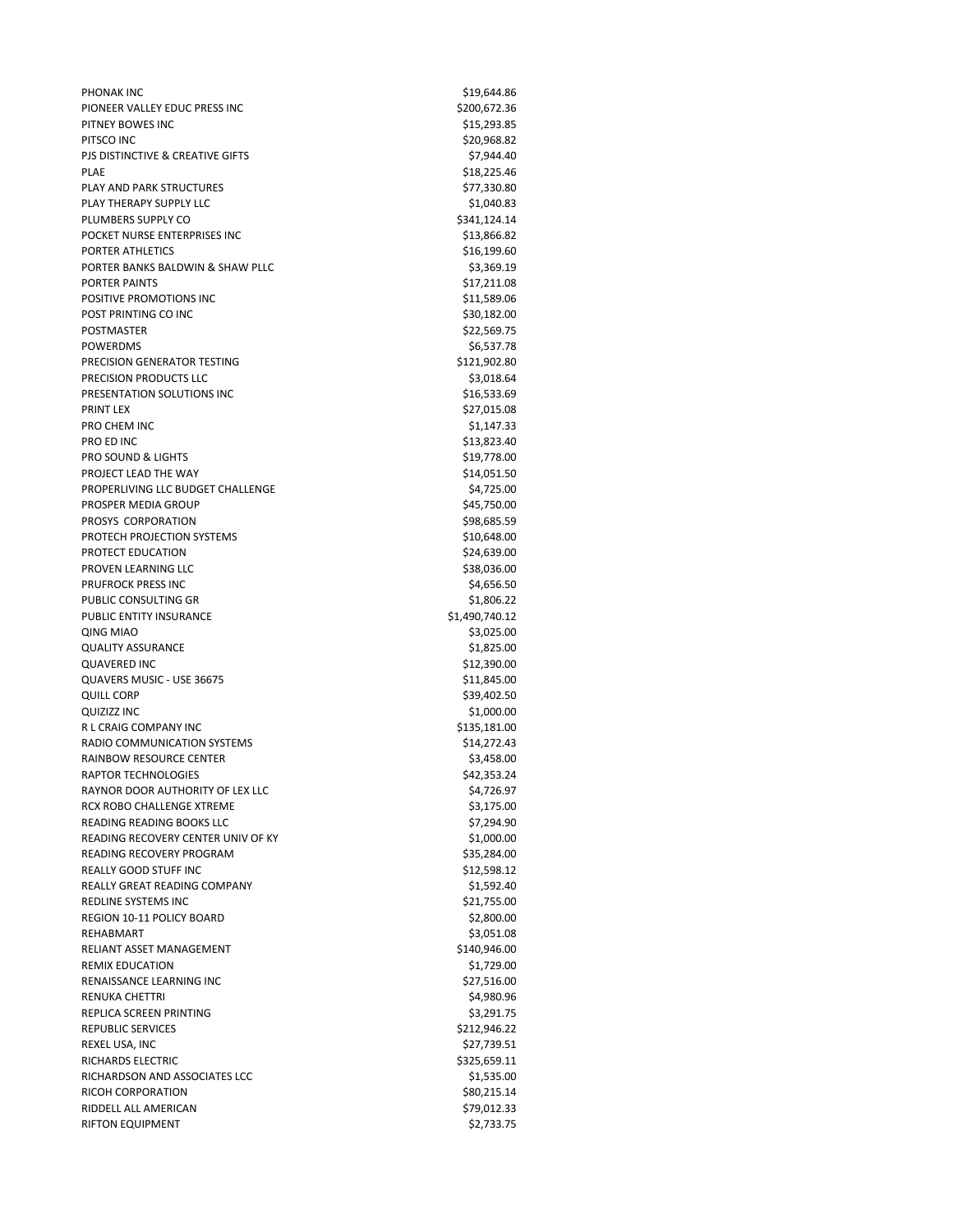| | |
|---|---|
| PHONAK INC | $19,644.86 |
| PIONEER VALLEY EDUC PRESS INC | $200,672.36 |
| PITNEY BOWES INC | $15,293.85 |
| PITSCO INC | $20,968.82 |
| PJS DISTINCTIVE & CREATIVE GIFTS | $7,944.40 |
| PLAE | $18,225.46 |
| PLAY AND PARK STRUCTURES | $77,330.80 |
| PLAY THERAPY SUPPLY LLC | $1,040.83 |
| PLUMBERS SUPPLY CO | $341,124.14 |
| POCKET NURSE ENTERPRISES INC | $13,866.82 |
| PORTER ATHLETICS | $16,199.60 |
| PORTER BANKS BALDWIN & SHAW PLLC | $3,369.19 |
| PORTER PAINTS | $17,211.08 |
| POSITIVE PROMOTIONS INC | $11,589.06 |
| POST PRINTING CO INC | $30,182.00 |
| POSTMASTER | $22,569.75 |
| POWERDMS | $6,537.78 |
| PRECISION GENERATOR TESTING | $121,902.80 |
| PRECISION PRODUCTS LLC | $3,018.64 |
| PRESENTATION SOLUTIONS INC | $16,533.69 |
| PRINT LEX | $27,015.08 |
| PRO CHEM INC | $1,147.33 |
| PRO ED INC | $13,823.40 |
| PRO SOUND & LIGHTS | $19,778.00 |
| PROJECT LEAD THE WAY | $14,051.50 |
| PROPERLIVING LLC BUDGET CHALLENGE | $4,725.00 |
| PROSPER MEDIA GROUP | $45,750.00 |
| PROSYS CORPORATION | $98,685.59 |
| PROTECH PROJECTION SYSTEMS | $10,648.00 |
| PROTECT EDUCATION | $24,639.00 |
| PROVEN LEARNING LLC | $38,036.00 |
| PRUFROCK PRESS INC | $4,656.50 |
| PUBLIC CONSULTING GR | $1,806.22 |
| PUBLIC ENTITY INSURANCE | $1,490,740.12 |
| QING MIAO | $3,025.00 |
| QUALITY ASSURANCE | $1,825.00 |
| QUAVERED INC | $12,390.00 |
| QUAVERS MUSIC - USE 36675 | $11,845.00 |
| QUILL CORP | $39,402.50 |
| QUIZIZZ INC | $1,000.00 |
| R L CRAIG COMPANY INC | $135,181.00 |
| RADIO COMMUNICATION SYSTEMS | $14,272.43 |
| RAINBOW RESOURCE CENTER | $3,458.00 |
| RAPTOR TECHNOLOGIES | $42,353.24 |
| RAYNOR DOOR AUTHORITY OF LEX LLC | $4,726.97 |
| RCX ROBO CHALLENGE XTREME | $3,175.00 |
| READING READING BOOKS LLC | $7,294.90 |
| READING RECOVERY CENTER UNIV OF KY | $1,000.00 |
| READING RECOVERY PROGRAM | $35,284.00 |
| REALLY GOOD STUFF INC | $12,598.12 |
| REALLY GREAT READING COMPANY | $1,592.40 |
| REDLINE SYSTEMS INC | $21,755.00 |
| REGION 10-11 POLICY BOARD | $2,800.00 |
| REHABMART | $3,051.08 |
| RELIANT ASSET MANAGEMENT | $140,946.00 |
| REMIX EDUCATION | $1,729.00 |
| RENAISSANCE LEARNING INC | $27,516.00 |
| RENUKA CHETTRI | $4,980.96 |
| REPLICA SCREEN PRINTING | $3,291.75 |
| REPUBLIC SERVICES | $212,946.22 |
| REXEL USA, INC | $27,739.51 |
| RICHARDS ELECTRIC | $325,659.11 |
| RICHARDSON AND ASSOCIATES LCC | $1,535.00 |
| RICOH CORPORATION | $80,215.14 |
| RIDDELL ALL AMERICAN | $79,012.33 |
| RIFTON EQUIPMENT | $2,733.75 |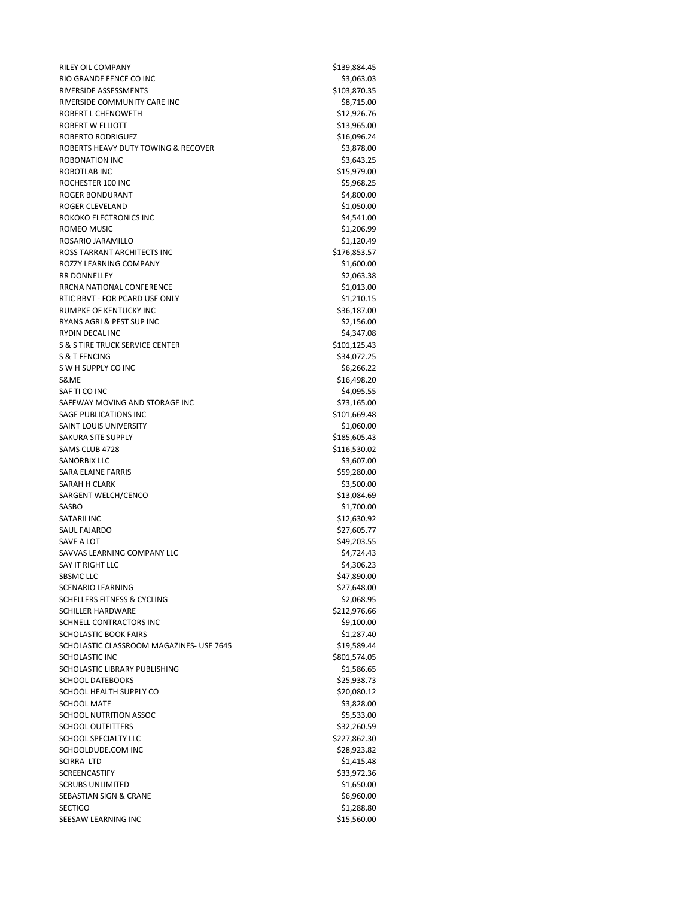| | |
|---|---|
| RILEY OIL COMPANY | $139,884.45 |
| RIO GRANDE FENCE CO INC | $3,063.03 |
| RIVERSIDE ASSESSMENTS | $103,870.35 |
| RIVERSIDE COMMUNITY CARE INC | $8,715.00 |
| ROBERT L CHENOWETH | $12,926.76 |
| ROBERT W ELLIOTT | $13,965.00 |
| ROBERTO RODRIGUEZ | $16,096.24 |
| ROBERTS HEAVY DUTY TOWING & RECOVER | $3,878.00 |
| ROBONATION INC | $3,643.25 |
| ROBOTLAB INC | $15,979.00 |
| ROCHESTER 100 INC | $5,968.25 |
| ROGER BONDURANT | $4,800.00 |
| ROGER CLEVELAND | $1,050.00 |
| ROKOKO ELECTRONICS INC | $4,541.00 |
| ROMEO MUSIC | $1,206.99 |
| ROSARIO JARAMILLO | $1,120.49 |
| ROSS TARRANT ARCHITECTS INC | $176,853.57 |
| ROZZY LEARNING COMPANY | $1,600.00 |
| RR DONNELLEY | $2,063.38 |
| RRCNA NATIONAL CONFERENCE | $1,013.00 |
| RTIC BBVT - FOR PCARD USE ONLY | $1,210.15 |
| RUMPKE OF KENTUCKY INC | $36,187.00 |
| RYANS AGRI & PEST SUP INC | $2,156.00 |
| RYDIN DECAL INC | $4,347.08 |
| S & S TIRE TRUCK SERVICE CENTER | $101,125.43 |
| S & T FENCING | $34,072.25 |
| S W H SUPPLY CO INC | $6,266.22 |
| S&ME | $16,498.20 |
| SAF TI CO INC | $4,095.55 |
| SAFEWAY MOVING AND STORAGE INC | $73,165.00 |
| SAGE PUBLICATIONS INC | $101,669.48 |
| SAINT LOUIS UNIVERSITY | $1,060.00 |
| SAKURA SITE SUPPLY | $185,605.43 |
| SAMS CLUB 4728 | $116,530.02 |
| SANORBIX LLC | $3,607.00 |
| SARA ELAINE FARRIS | $59,280.00 |
| SARAH H CLARK | $3,500.00 |
| SARGENT WELCH/CENCO | $13,084.69 |
| SASBO | $1,700.00 |
| SATARII INC | $12,630.92 |
| SAUL FAJARDO | $27,605.77 |
| SAVE A LOT | $49,203.55 |
| SAVVAS LEARNING COMPANY LLC | $4,724.43 |
| SAY IT RIGHT LLC | $4,306.23 |
| SBSMC LLC | $47,890.00 |
| SCENARIO LEARNING | $27,648.00 |
| SCHELLERS FITNESS & CYCLING | $2,068.95 |
| SCHILLER HARDWARE | $212,976.66 |
| SCHNELL CONTRACTORS INC | $9,100.00 |
| SCHOLASTIC BOOK FAIRS | $1,287.40 |
| SCHOLASTIC CLASSROOM MAGAZINES- USE 7645 | $19,589.44 |
| SCHOLASTIC INC | $801,574.05 |
| SCHOLASTIC LIBRARY PUBLISHING | $1,586.65 |
| SCHOOL DATEBOOKS | $25,938.73 |
| SCHOOL HEALTH SUPPLY CO | $20,080.12 |
| SCHOOL MATE | $3,828.00 |
| SCHOOL NUTRITION ASSOC | $5,533.00 |
| SCHOOL OUTFITTERS | $32,260.59 |
| SCHOOL SPECIALTY LLC | $227,862.30 |
| SCHOOLDUDE.COM INC | $28,923.82 |
| SCIRRA LTD | $1,415.48 |
| SCREENCASTIFY | $33,972.36 |
| SCRUBS UNLIMITED | $1,650.00 |
| SEBASTIAN SIGN & CRANE | $6,960.00 |
| SECTIGO | $1,288.80 |
| SEESAW LEARNING INC | $15,560.00 |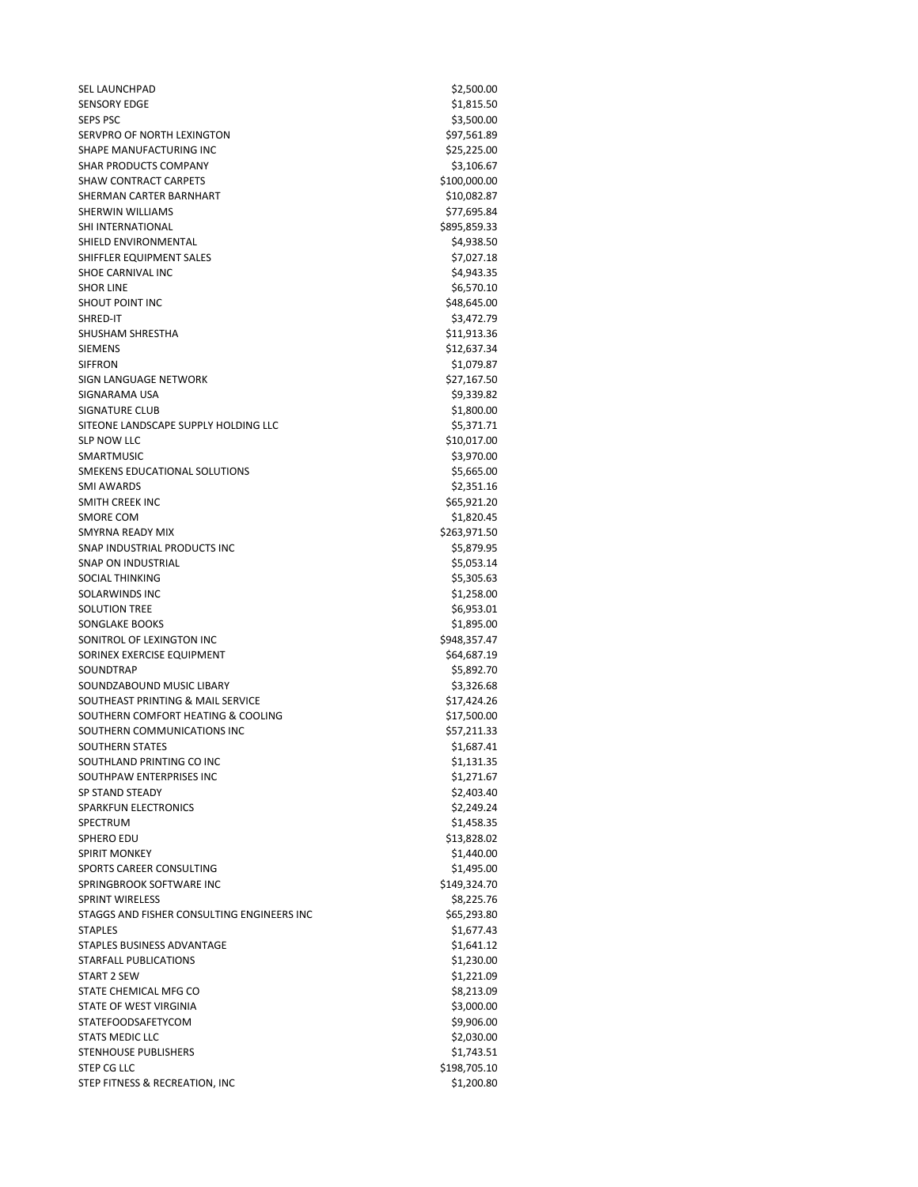| | |
|---|---|
| SEL LAUNCHPAD | $2,500.00 |
| SENSORY EDGE | $1,815.50 |
| SEPS PSC | $3,500.00 |
| SERVPRO OF NORTH LEXINGTON | $97,561.89 |
| SHAPE MANUFACTURING INC | $25,225.00 |
| SHAR PRODUCTS COMPANY | $3,106.67 |
| SHAW CONTRACT CARPETS | $100,000.00 |
| SHERMAN CARTER BARNHART | $10,082.87 |
| SHERWIN WILLIAMS | $77,695.84 |
| SHI INTERNATIONAL | $895,859.33 |
| SHIELD ENVIRONMENTAL | $4,938.50 |
| SHIFFLER EQUIPMENT SALES | $7,027.18 |
| SHOE CARNIVAL INC | $4,943.35 |
| SHOR LINE | $6,570.10 |
| SHOUT POINT INC | $48,645.00 |
| SHRED-IT | $3,472.79 |
| SHUSHAM SHRESTHA | $11,913.36 |
| SIEMENS | $12,637.34 |
| SIFFRON | $1,079.87 |
| SIGN LANGUAGE NETWORK | $27,167.50 |
| SIGNARAMA USA | $9,339.82 |
| SIGNATURE CLUB | $1,800.00 |
| SITEONE LANDSCAPE SUPPLY HOLDING LLC | $5,371.71 |
| SLP NOW LLC | $10,017.00 |
| SMARTMUSIC | $3,970.00 |
| SMEKENS EDUCATIONAL SOLUTIONS | $5,665.00 |
| SMI AWARDS | $2,351.16 |
| SMITH CREEK INC | $65,921.20 |
| SMORE COM | $1,820.45 |
| SMYRNA READY MIX | $263,971.50 |
| SNAP INDUSTRIAL PRODUCTS INC | $5,879.95 |
| SNAP ON INDUSTRIAL | $5,053.14 |
| SOCIAL THINKING | $5,305.63 |
| SOLARWINDS INC | $1,258.00 |
| SOLUTION TREE | $6,953.01 |
| SONGLAKE BOOKS | $1,895.00 |
| SONITROL OF LEXINGTON INC | $948,357.47 |
| SORINEX EXERCISE EQUIPMENT | $64,687.19 |
| SOUNDTRAP | $5,892.70 |
| SOUNDZABOUND MUSIC LIBARY | $3,326.68 |
| SOUTHEAST PRINTING & MAIL SERVICE | $17,424.26 |
| SOUTHERN COMFORT HEATING & COOLING | $17,500.00 |
| SOUTHERN COMMUNICATIONS INC | $57,211.33 |
| SOUTHERN STATES | $1,687.41 |
| SOUTHLAND PRINTING CO INC | $1,131.35 |
| SOUTHPAW ENTERPRISES INC | $1,271.67 |
| SP STAND STEADY | $2,403.40 |
| SPARKFUN ELECTRONICS | $2,249.24 |
| SPECTRUM | $1,458.35 |
| SPHERO EDU | $13,828.02 |
| SPIRIT MONKEY | $1,440.00 |
| SPORTS CAREER CONSULTING | $1,495.00 |
| SPRINGBROOK SOFTWARE INC | $149,324.70 |
| SPRINT WIRELESS | $8,225.76 |
| STAGGS AND FISHER CONSULTING ENGINEERS INC | $65,293.80 |
| STAPLES | $1,677.43 |
| STAPLES BUSINESS ADVANTAGE | $1,641.12 |
| STARFALL PUBLICATIONS | $1,230.00 |
| START 2 SEW | $1,221.09 |
| STATE CHEMICAL MFG CO | $8,213.09 |
| STATE OF WEST VIRGINIA | $3,000.00 |
| STATEFOODSAFETYCOM | $9,906.00 |
| STATS MEDIC LLC | $2,030.00 |
| STENHOUSE PUBLISHERS | $1,743.51 |
| STEP CG LLC | $198,705.10 |
| STEP FITNESS & RECREATION, INC | $1,200.80 |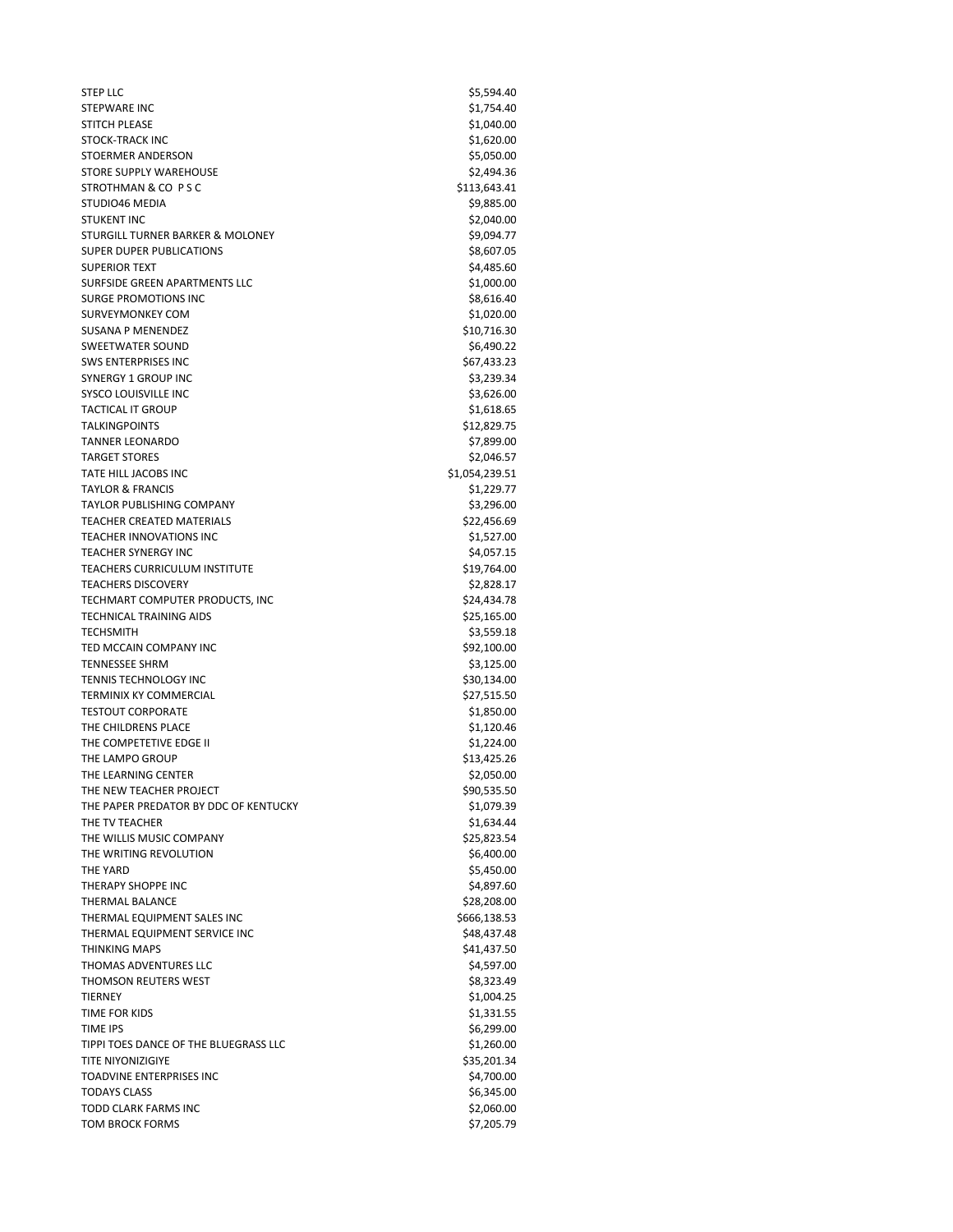| | |
|---|---|
| STEP LLC | $5,594.40 |
| STEPWARE INC | $1,754.40 |
| STITCH PLEASE | $1,040.00 |
| STOCK-TRACK INC | $1,620.00 |
| STOERMER ANDERSON | $5,050.00 |
| STORE SUPPLY WAREHOUSE | $2,494.36 |
| STROTHMAN & CO P S C | $113,643.41 |
| STUDIO46 MEDIA | $9,885.00 |
| STUKENT INC | $2,040.00 |
| STURGILL TURNER BARKER & MOLONEY | $9,094.77 |
| SUPER DUPER PUBLICATIONS | $8,607.05 |
| SUPERIOR TEXT | $4,485.60 |
| SURFSIDE GREEN APARTMENTS LLC | $1,000.00 |
| SURGE PROMOTIONS INC | $8,616.40 |
| SURVEYMONKEY COM | $1,020.00 |
| SUSANA P MENENDEZ | $10,716.30 |
| SWEETWATER SOUND | $6,490.22 |
| SWS ENTERPRISES INC | $67,433.23 |
| SYNERGY 1 GROUP INC | $3,239.34 |
| SYSCO LOUISVILLE INC | $3,626.00 |
| TACTICAL IT GROUP | $1,618.65 |
| TALKINGPOINTS | $12,829.75 |
| TANNER LEONARDO | $7,899.00 |
| TARGET STORES | $2,046.57 |
| TATE HILL JACOBS INC | $1,054,239.51 |
| TAYLOR & FRANCIS | $1,229.77 |
| TAYLOR PUBLISHING COMPANY | $3,296.00 |
| TEACHER CREATED MATERIALS | $22,456.69 |
| TEACHER INNOVATIONS INC | $1,527.00 |
| TEACHER SYNERGY INC | $4,057.15 |
| TEACHERS CURRICULUM INSTITUTE | $19,764.00 |
| TEACHERS DISCOVERY | $2,828.17 |
| TECHMART COMPUTER PRODUCTS, INC | $24,434.78 |
| TECHNICAL TRAINING AIDS | $25,165.00 |
| TECHSMITH | $3,559.18 |
| TED MCCAIN COMPANY INC | $92,100.00 |
| TENNESSEE SHRM | $3,125.00 |
| TENNIS TECHNOLOGY INC | $30,134.00 |
| TERMINIX KY COMMERCIAL | $27,515.50 |
| TESTOUT CORPORATE | $1,850.00 |
| THE CHILDRENS PLACE | $1,120.46 |
| THE COMPETETIVE EDGE II | $1,224.00 |
| THE LAMPO GROUP | $13,425.26 |
| THE LEARNING CENTER | $2,050.00 |
| THE NEW TEACHER PROJECT | $90,535.50 |
| THE PAPER PREDATOR BY DDC OF KENTUCKY | $1,079.39 |
| THE TV TEACHER | $1,634.44 |
| THE WILLIS MUSIC COMPANY | $25,823.54 |
| THE WRITING REVOLUTION | $6,400.00 |
| THE YARD | $5,450.00 |
| THERAPY SHOPPE INC | $4,897.60 |
| THERMAL BALANCE | $28,208.00 |
| THERMAL EQUIPMENT SALES INC | $666,138.53 |
| THERMAL EQUIPMENT SERVICE INC | $48,437.48 |
| THINKING MAPS | $41,437.50 |
| THOMAS ADVENTURES LLC | $4,597.00 |
| THOMSON REUTERS WEST | $8,323.49 |
| TIERNEY | $1,004.25 |
| TIME FOR KIDS | $1,331.55 |
| TIME IPS | $6,299.00 |
| TIPPI TOES DANCE OF THE BLUEGRASS LLC | $1,260.00 |
| TITE NIYONIZIGIYE | $35,201.34 |
| TOADVINE ENTERPRISES INC | $4,700.00 |
| TODAYS CLASS | $6,345.00 |
| TODD CLARK FARMS INC | $2,060.00 |
| TOM BROCK FORMS | $7,205.79 |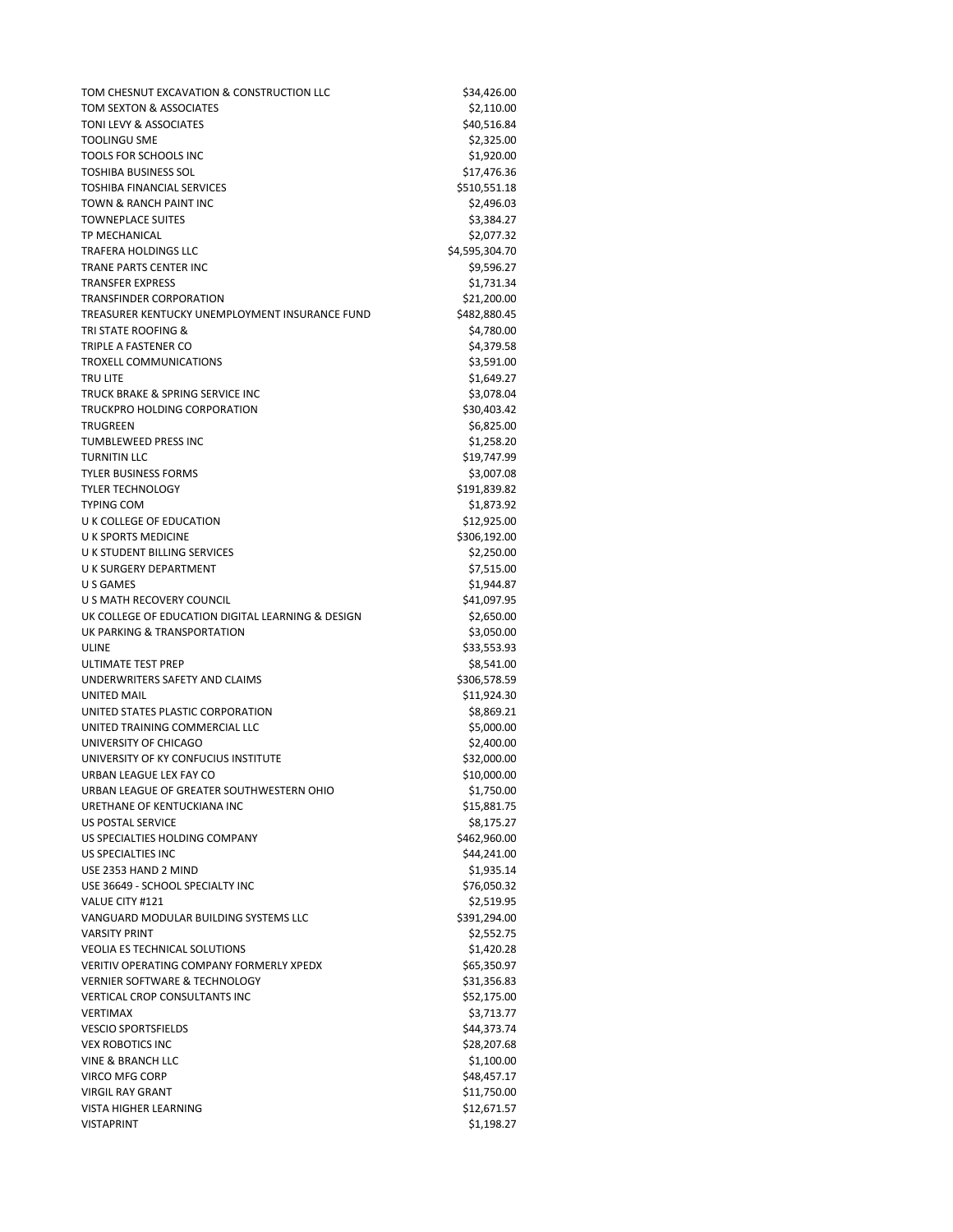| | |
|---|---|
| TOM CHESNUT EXCAVATION & CONSTRUCTION LLC | $34,426.00 |
| TOM SEXTON & ASSOCIATES | $2,110.00 |
| TONI LEVY & ASSOCIATES | $40,516.84 |
| TOOLINGU SME | $2,325.00 |
| TOOLS FOR SCHOOLS INC | $1,920.00 |
| TOSHIBA BUSINESS SOL | $17,476.36 |
| TOSHIBA FINANCIAL SERVICES | $510,551.18 |
| TOWN & RANCH PAINT INC | $2,496.03 |
| TOWNEPLACE SUITES | $3,384.27 |
| TP MECHANICAL | $2,077.32 |
| TRAFERA HOLDINGS LLC | $4,595,304.70 |
| TRANE PARTS CENTER INC | $9,596.27 |
| TRANSFER EXPRESS | $1,731.34 |
| TRANSFINDER CORPORATION | $21,200.00 |
| TREASURER KENTUCKY UNEMPLOYMENT INSURANCE FUND | $482,880.45 |
| TRI STATE ROOFING & | $4,780.00 |
| TRIPLE A FASTENER CO | $4,379.58 |
| TROXELL COMMUNICATIONS | $3,591.00 |
| TRU LITE | $1,649.27 |
| TRUCK BRAKE & SPRING SERVICE INC | $3,078.04 |
| TRUCKPRO HOLDING CORPORATION | $30,403.42 |
| TRUGREEN | $6,825.00 |
| TUMBLEWEED PRESS INC | $1,258.20 |
| TURNITIN LLC | $19,747.99 |
| TYLER BUSINESS FORMS | $3,007.08 |
| TYLER TECHNOLOGY | $191,839.82 |
| TYPING COM | $1,873.92 |
| U K COLLEGE OF EDUCATION | $12,925.00 |
| U K SPORTS MEDICINE | $306,192.00 |
| U K STUDENT BILLING SERVICES | $2,250.00 |
| U K SURGERY DEPARTMENT | $7,515.00 |
| U S GAMES | $1,944.87 |
| U S MATH RECOVERY COUNCIL | $41,097.95 |
| UK COLLEGE OF EDUCATION DIGITAL LEARNING & DESIGN | $2,650.00 |
| UK PARKING & TRANSPORTATION | $3,050.00 |
| ULINE | $33,553.93 |
| ULTIMATE TEST PREP | $8,541.00 |
| UNDERWRITERS SAFETY AND CLAIMS | $306,578.59 |
| UNITED MAIL | $11,924.30 |
| UNITED STATES PLASTIC CORPORATION | $8,869.21 |
| UNITED TRAINING COMMERCIAL LLC | $5,000.00 |
| UNIVERSITY OF CHICAGO | $2,400.00 |
| UNIVERSITY OF KY CONFUCIUS INSTITUTE | $32,000.00 |
| URBAN LEAGUE LEX FAY CO | $10,000.00 |
| URBAN LEAGUE OF GREATER SOUTHWESTERN OHIO | $1,750.00 |
| URETHANE OF KENTUCKIANA INC | $15,881.75 |
| US POSTAL SERVICE | $8,175.27 |
| US SPECIALTIES HOLDING COMPANY | $462,960.00 |
| US SPECIALTIES INC | $44,241.00 |
| USE 2353 HAND 2 MIND | $1,935.14 |
| USE 36649 - SCHOOL SPECIALTY INC | $76,050.32 |
| VALUE CITY #121 | $2,519.95 |
| VANGUARD MODULAR BUILDING SYSTEMS LLC | $391,294.00 |
| VARSITY PRINT | $2,552.75 |
| VEOLIA ES TECHNICAL SOLUTIONS | $1,420.28 |
| VERITIV OPERATING COMPANY FORMERLY XPEDX | $65,350.97 |
| VERNIER SOFTWARE & TECHNOLOGY | $31,356.83 |
| VERTICAL CROP CONSULTANTS INC | $52,175.00 |
| VERTIMAX | $3,713.77 |
| VESCIO SPORTSFIELDS | $44,373.74 |
| VEX ROBOTICS INC | $28,207.68 |
| VINE & BRANCH LLC | $1,100.00 |
| VIRCO MFG CORP | $48,457.17 |
| VIRGIL RAY GRANT | $11,750.00 |
| VISTA HIGHER LEARNING | $12,671.57 |
| VISTAPRINT | $1,198.27 |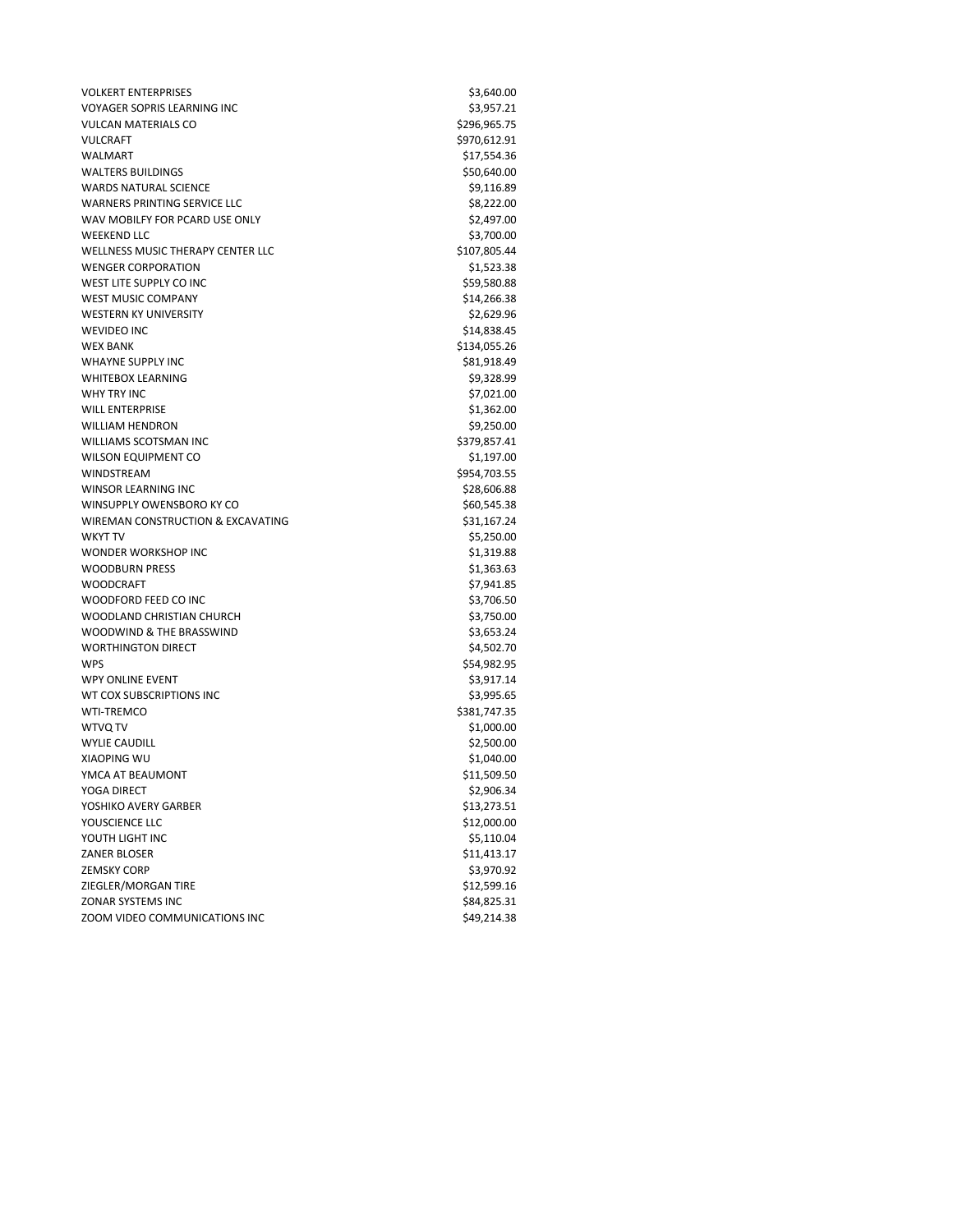| | |
|---|---|
| VOLKERT ENTERPRISES | $3,640.00 |
| VOYAGER SOPRIS LEARNING INC | $3,957.21 |
| VULCAN MATERIALS CO | $296,965.75 |
| VULCRAFT | $970,612.91 |
| WALMART | $17,554.36 |
| WALTERS BUILDINGS | $50,640.00 |
| WARDS NATURAL SCIENCE | $9,116.89 |
| WARNERS PRINTING SERVICE LLC | $8,222.00 |
| WAV MOBILFY FOR PCARD USE ONLY | $2,497.00 |
| WEEKEND LLC | $3,700.00 |
| WELLNESS MUSIC THERAPY CENTER LLC | $107,805.44 |
| WENGER CORPORATION | $1,523.38 |
| WEST LITE SUPPLY CO INC | $59,580.88 |
| WEST MUSIC COMPANY | $14,266.38 |
| WESTERN KY UNIVERSITY | $2,629.96 |
| WEVIDEO INC | $14,838.45 |
| WEX BANK | $134,055.26 |
| WHAYNE SUPPLY INC | $81,918.49 |
| WHITEBOX LEARNING | $9,328.99 |
| WHY TRY INC | $7,021.00 |
| WILL ENTERPRISE | $1,362.00 |
| WILLIAM HENDRON | $9,250.00 |
| WILLIAMS SCOTSMAN INC | $379,857.41 |
| WILSON EQUIPMENT CO | $1,197.00 |
| WINDSTREAM | $954,703.55 |
| WINSOR LEARNING INC | $28,606.88 |
| WINSUPPLY OWENSBORO KY CO | $60,545.38 |
| WIREMAN CONSTRUCTION & EXCAVATING | $31,167.24 |
| WKYT TV | $5,250.00 |
| WONDER WORKSHOP INC | $1,319.88 |
| WOODBURN PRESS | $1,363.63 |
| WOODCRAFT | $7,941.85 |
| WOODFORD FEED CO INC | $3,706.50 |
| WOODLAND CHRISTIAN CHURCH | $3,750.00 |
| WOODWIND & THE BRASSWIND | $3,653.24 |
| WORTHINGTON DIRECT | $4,502.70 |
| WPS | $54,982.95 |
| WPY ONLINE EVENT | $3,917.14 |
| WT COX SUBSCRIPTIONS INC | $3,995.65 |
| WTI-TREMCO | $381,747.35 |
| WTVQ TV | $1,000.00 |
| WYLIE CAUDILL | $2,500.00 |
| XIAOPING WU | $1,040.00 |
| YMCA AT BEAUMONT | $11,509.50 |
| YOGA DIRECT | $2,906.34 |
| YOSHIKO AVERY GARBER | $13,273.51 |
| YOUSCIENCE LLC | $12,000.00 |
| YOUTH LIGHT INC | $5,110.04 |
| ZANER BLOSER | $11,413.17 |
| ZEMSKY CORP | $3,970.92 |
| ZIEGLER/MORGAN TIRE | $12,599.16 |
| ZONAR SYSTEMS INC | $84,825.31 |
| ZOOM VIDEO COMMUNICATIONS INC | $49,214.38 |